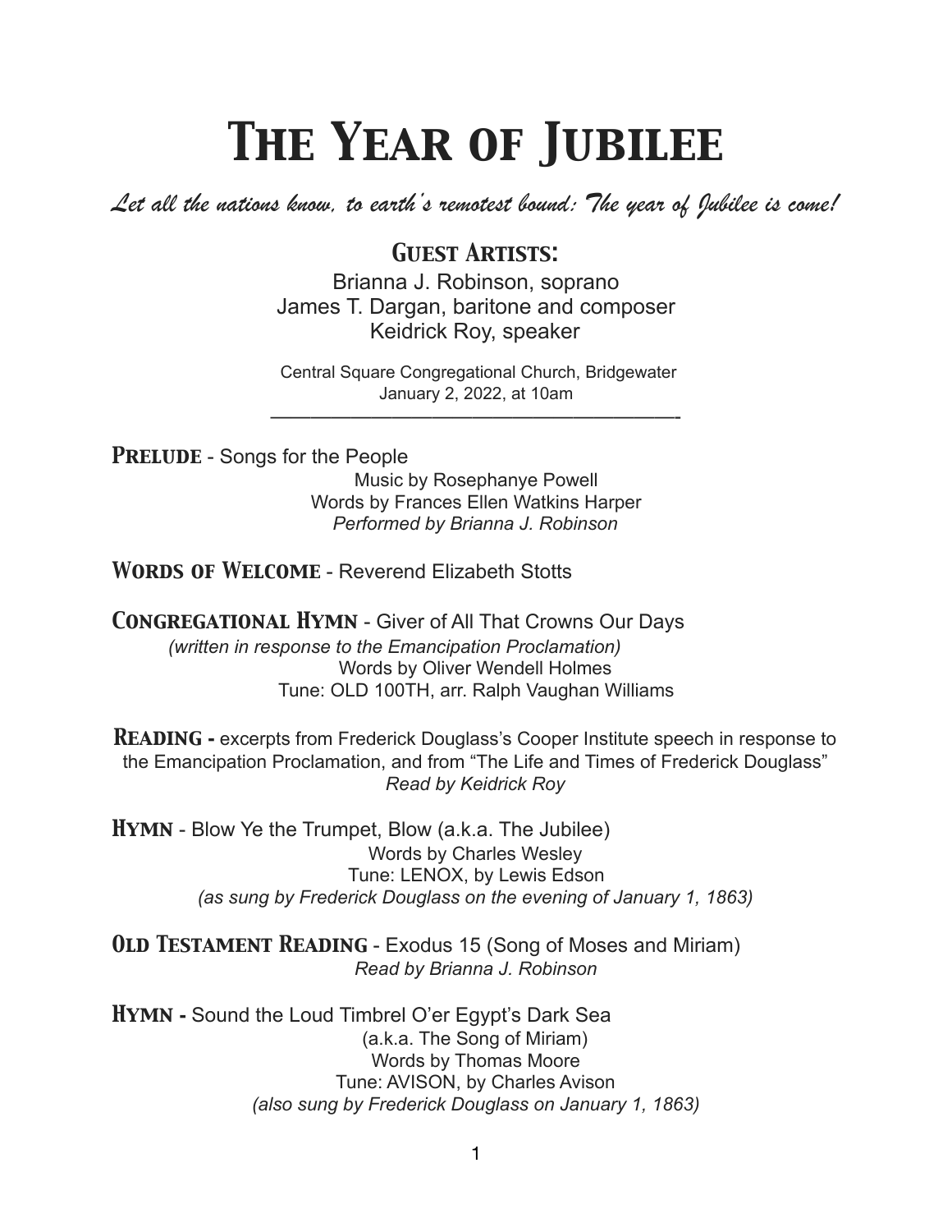# The Year of Jubilee

*Let all the nations know, to earth's remotest bound: The year of Jubilee is come!*

## Guest Artists:

Brianna J. Robinson, soprano
James T. Dargan, baritone and composer
Keidrick Roy, speaker

Central Square Congregational Church, Bridgewater
January 2, 2022, at 10am

---

**Prelude** - Songs for the People
Music by Rosephanye Powell
Words by Frances Ellen Watkins Harper
*Performed by Brianna J. Robinson*

**Words of Welcome** - Reverend Elizabeth Stotts

**Congregational Hymn** - Giver of All That Crowns Our Days
*(written in response to the Emancipation Proclamation)*
Words by Oliver Wendell Holmes
Tune: OLD 100TH, arr. Ralph Vaughan Williams

**Reading -** excerpts from Frederick Douglass's Cooper Institute speech in response to the Emancipation Proclamation, and from "The Life and Times of Frederick Douglass"
*Read by Keidrick Roy*

**Hymn** - Blow Ye the Trumpet, Blow (a.k.a. The Jubilee)
Words by Charles Wesley
Tune: LENOX, by Lewis Edson
*(as sung by Frederick Douglass on the evening of January 1, 1863)*

**Old Testament Reading** - Exodus 15 (Song of Moses and Miriam)
*Read by Brianna J. Robinson*

**Hymn -** Sound the Loud Timbrel O'er Egypt's Dark Sea
(a.k.a. The Song of Miriam)
Words by Thomas Moore
Tune: AVISON, by Charles Avison
*(also sung by Frederick Douglass on January 1, 1863)*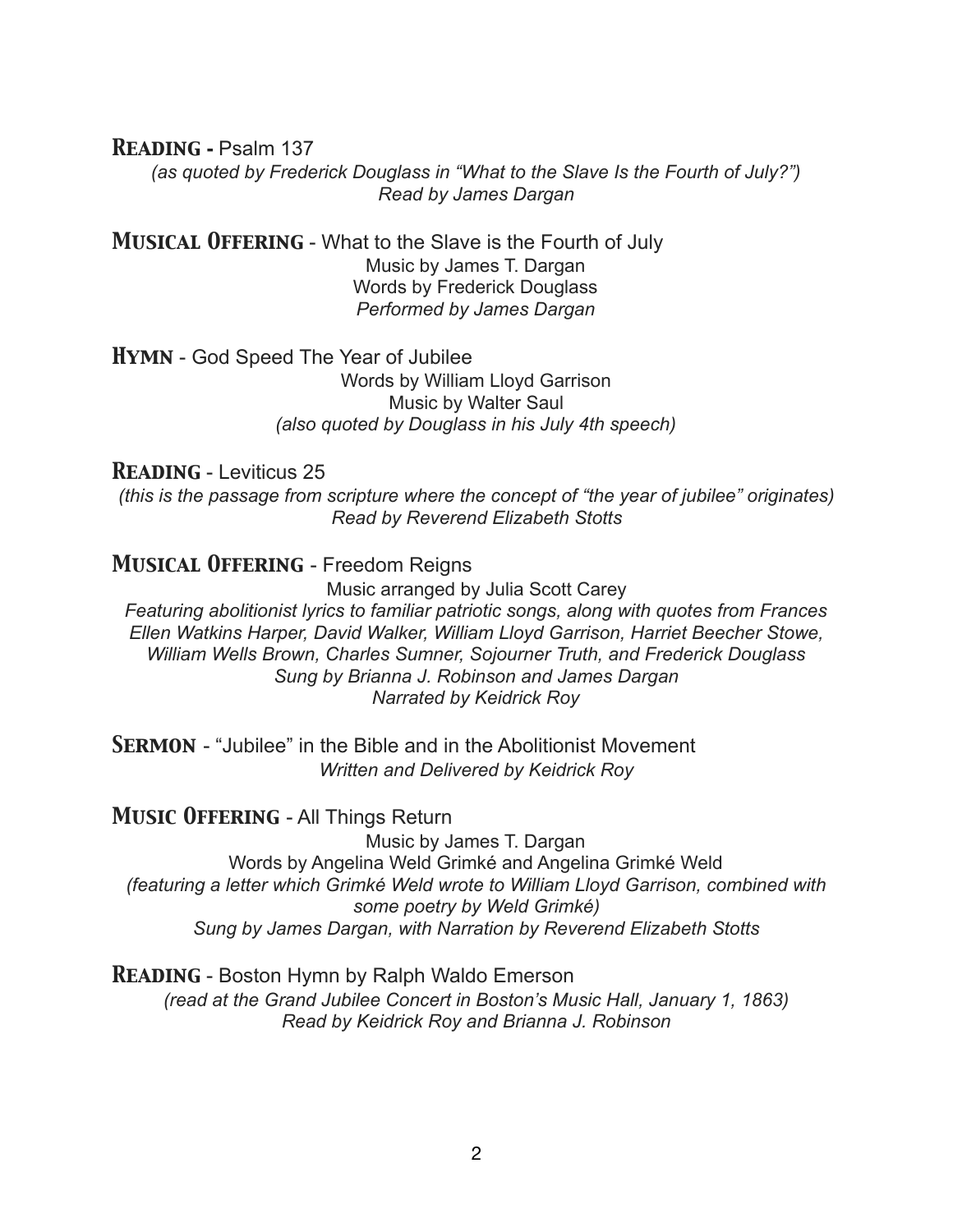**Reading** - Psalm 137

*(as quoted by Frederick Douglass in "What to the Slave Is the Fourth of July?")*
*Read by James Dargan*

**Musical Offering** - What to the Slave is the Fourth of July

Music by James T. Dargan
Words by Frederick Douglass
*Performed by James Dargan*

**Hymn** - God Speed The Year of Jubilee

Words by William Lloyd Garrison
Music by Walter Saul
*(also quoted by Douglass in his July 4th speech)*

**Reading** - Leviticus 25

*(this is the passage from scripture where the concept of "the year of jubilee" originates)*
*Read by Reverend Elizabeth Stotts*

**Musical Offering** - Freedom Reigns

Music arranged by Julia Scott Carey
*Featuring abolitionist lyrics to familiar patriotic songs, along with quotes from Frances Ellen Watkins Harper, David Walker, William Lloyd Garrison, Harriet Beecher Stowe, William Wells Brown, Charles Sumner, Sojourner Truth, and Frederick Douglass*
*Sung by Brianna J. Robinson and James Dargan*
*Narrated by Keidrick Roy*

**Sermon** - "Jubilee" in the Bible and in the Abolitionist Movement

*Written and Delivered by Keidrick Roy*

**Music Offering** - All Things Return

Music by James T. Dargan
Words by Angelina Weld Grimké and Angelina Grimké Weld
*(featuring a letter which Grimké Weld wrote to William Lloyd Garrison, combined with some poetry by Weld Grimké)*
*Sung by James Dargan, with Narration by Reverend Elizabeth Stotts*

**Reading** - Boston Hymn by Ralph Waldo Emerson

*(read at the Grand Jubilee Concert in Boston's Music Hall, January 1, 1863)*
*Read by Keidrick Roy and Brianna J. Robinson*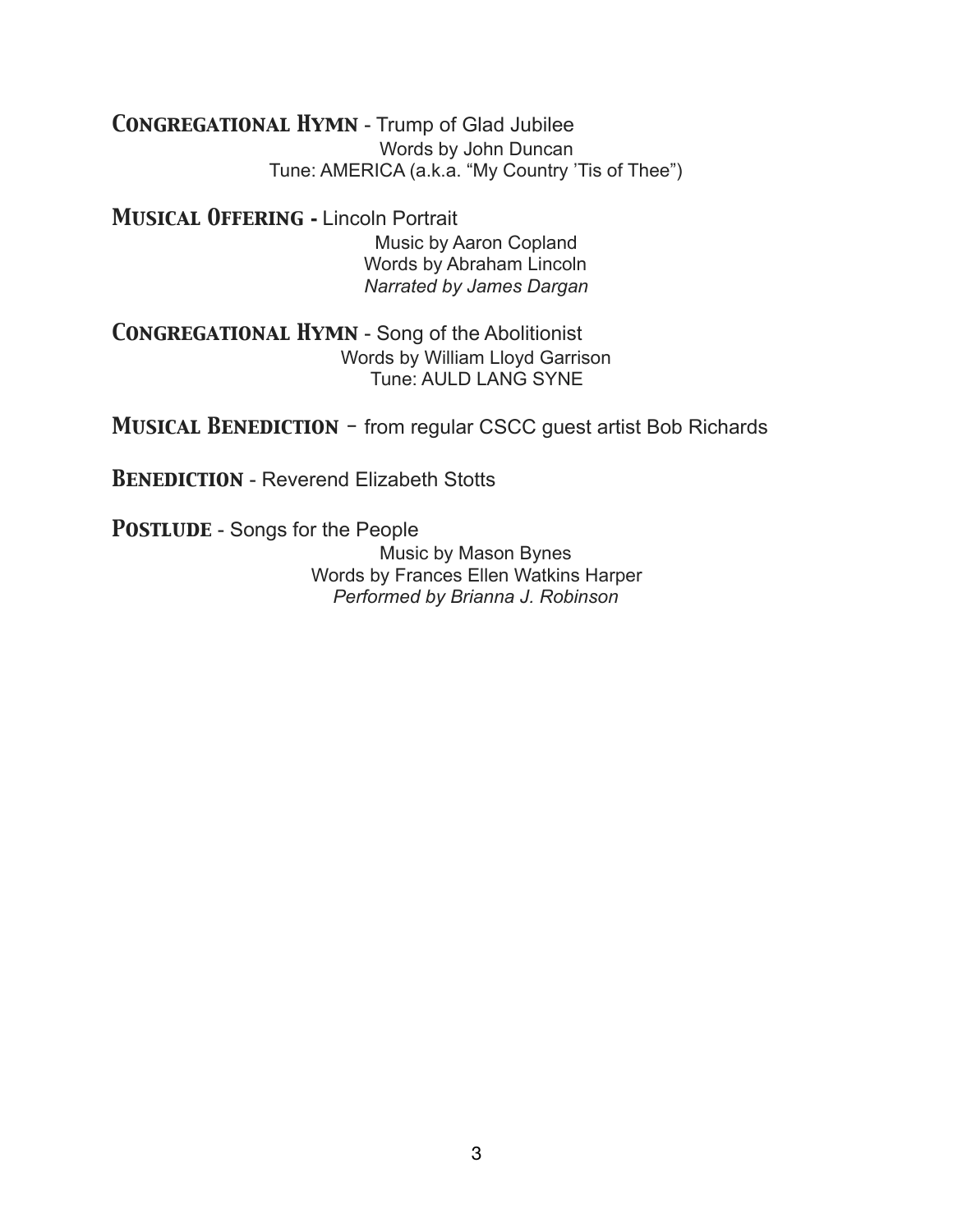**CONGREGATIONAL HYMN** - Trump of Glad Jubilee

Words by John Duncan
Tune: AMERICA (a.k.a. "My Country 'Tis of Thee")

**MUSICAL OFFERING -** Lincoln Portrait

Music by Aaron Copland
Words by Abraham Lincoln
*Narrated by James Dargan*

**CONGREGATIONAL HYMN** - Song of the Abolitionist

Words by William Lloyd Garrison
Tune: AULD LANG SYNE

**MUSICAL BENEDICTION** – from regular CSCC guest artist Bob Richards

**BENEDICTION** - Reverend Elizabeth Stotts

**POSTLUDE** - Songs for the People

Music by Mason Bynes
Words by Frances Ellen Watkins Harper
*Performed by Brianna J. Robinson*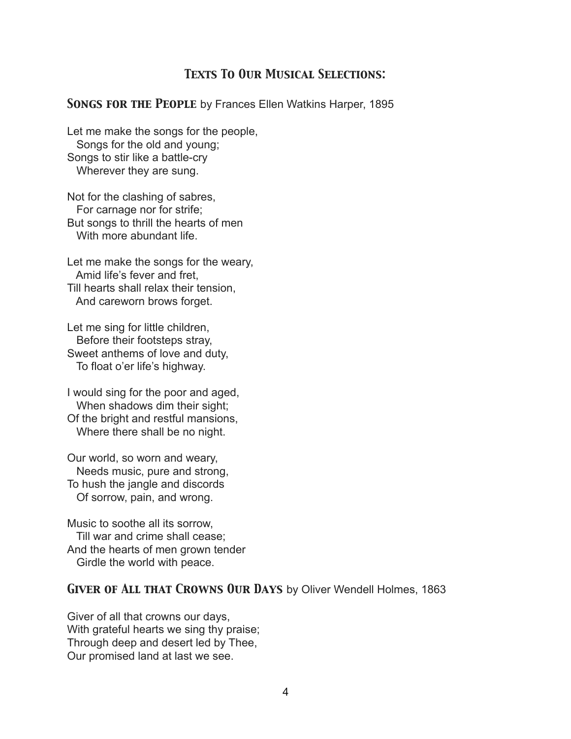## *Texts To Our Musical Selections:*

### ***Songs for the People*** by Frances Ellen Watkins Harper, 1895

Let me make the songs for the people,  
Songs for the old and young;  
Songs to stir like a battle-cry  
Wherever they are sung.

Not for the clashing of sabres,  
For carnage nor for strife;  
But songs to thrill the hearts of men  
With more abundant life.

Let me make the songs for the weary,  
Amid life's fever and fret,  
Till hearts shall relax their tension,  
And careworn brows forget.

Let me sing for little children,  
Before their footsteps stray,  
Sweet anthems of love and duty,  
To float o'er life's highway.

I would sing for the poor and aged,  
When shadows dim their sight;  
Of the bright and restful mansions,  
Where there shall be no night.

Our world, so worn and weary,  
Needs music, pure and strong,  
To hush the jangle and discords  
Of sorrow, pain, and wrong.

Music to soothe all its sorrow,  
Till war and crime shall cease;  
And the hearts of men grown tender  
Girdle the world with peace.

### ***Giver of All that Crowns Our Days*** by Oliver Wendell Holmes, 1863

Giver of all that crowns our days,  
With grateful hearts we sing thy praise;  
Through deep and desert led by Thee,  
Our promised land at last we see.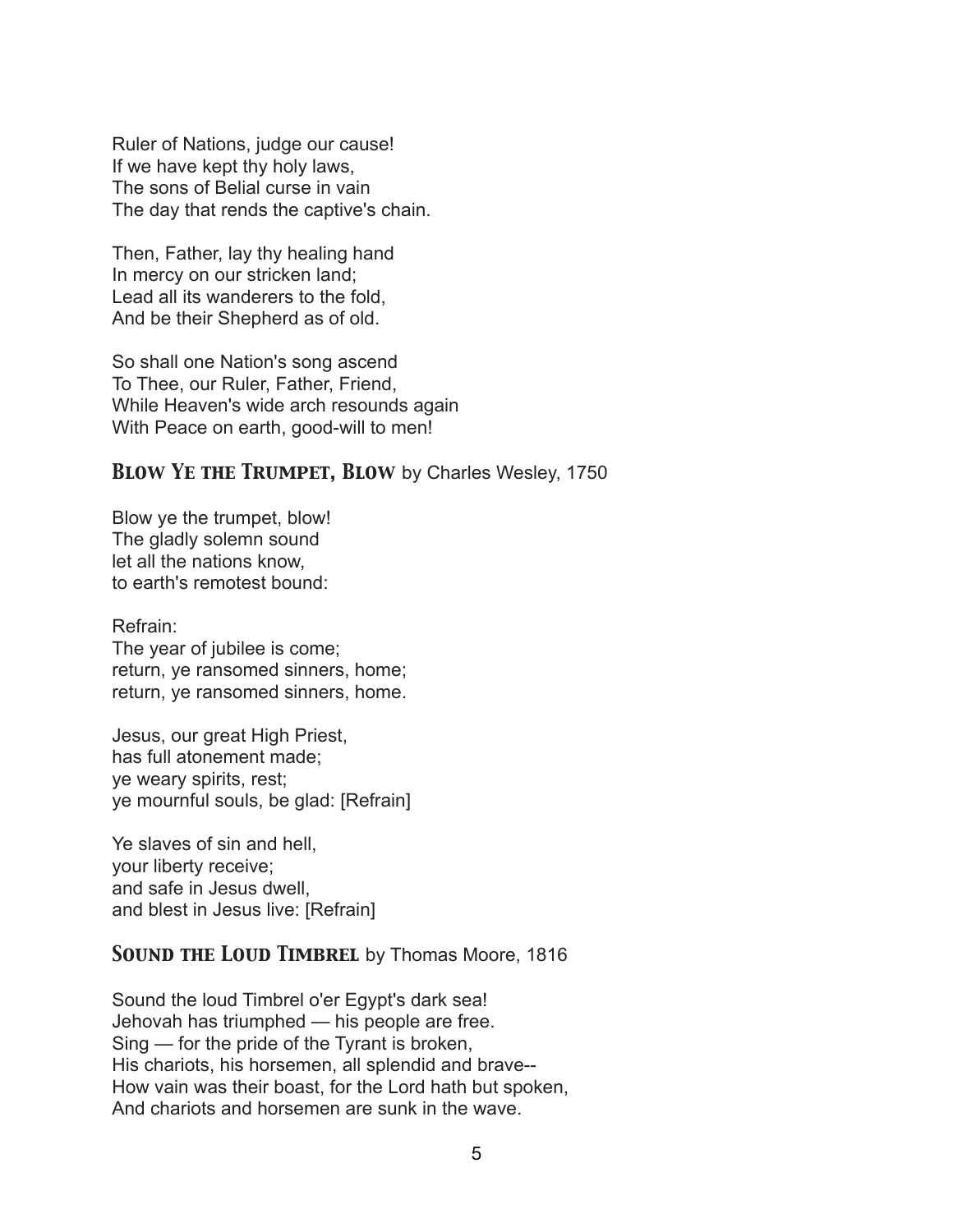Ruler of Nations, judge our cause!
If we have kept thy holy laws,
The sons of Belial curse in vain
The day that rends the captive's chain.

Then, Father, lay thy healing hand
In mercy on our stricken land;
Lead all its wanderers to the fold,
And be their Shepherd as of old.

So shall one Nation's song ascend
To Thee, our Ruler, Father, Friend,
While Heaven's wide arch resounds again
With Peace on earth, good-will to men!

### *Blow Ye the Trumpet, Blow* by Charles Wesley, 1750

Blow ye the trumpet, blow!
The gladly solemn sound
let all the nations know,
to earth's remotest bound:

Refrain:
The year of jubilee is come;
return, ye ransomed sinners, home;
return, ye ransomed sinners, home.

Jesus, our great High Priest,
has full atonement made;
ye weary spirits, rest;
ye mournful souls, be glad: [Refrain]

Ye slaves of sin and hell,
your liberty receive;
and safe in Jesus dwell,
and blest in Jesus live: [Refrain]

### *Sound the Loud Timbrel* by Thomas Moore, 1816

Sound the loud Timbrel o'er Egypt's dark sea!
Jehovah has triumphed — his people are free.
Sing — for the pride of the Tyrant is broken,
His chariots, his horsemen, all splendid and brave--
How vain was their boast, for the Lord hath but spoken,
And chariots and horsemen are sunk in the wave.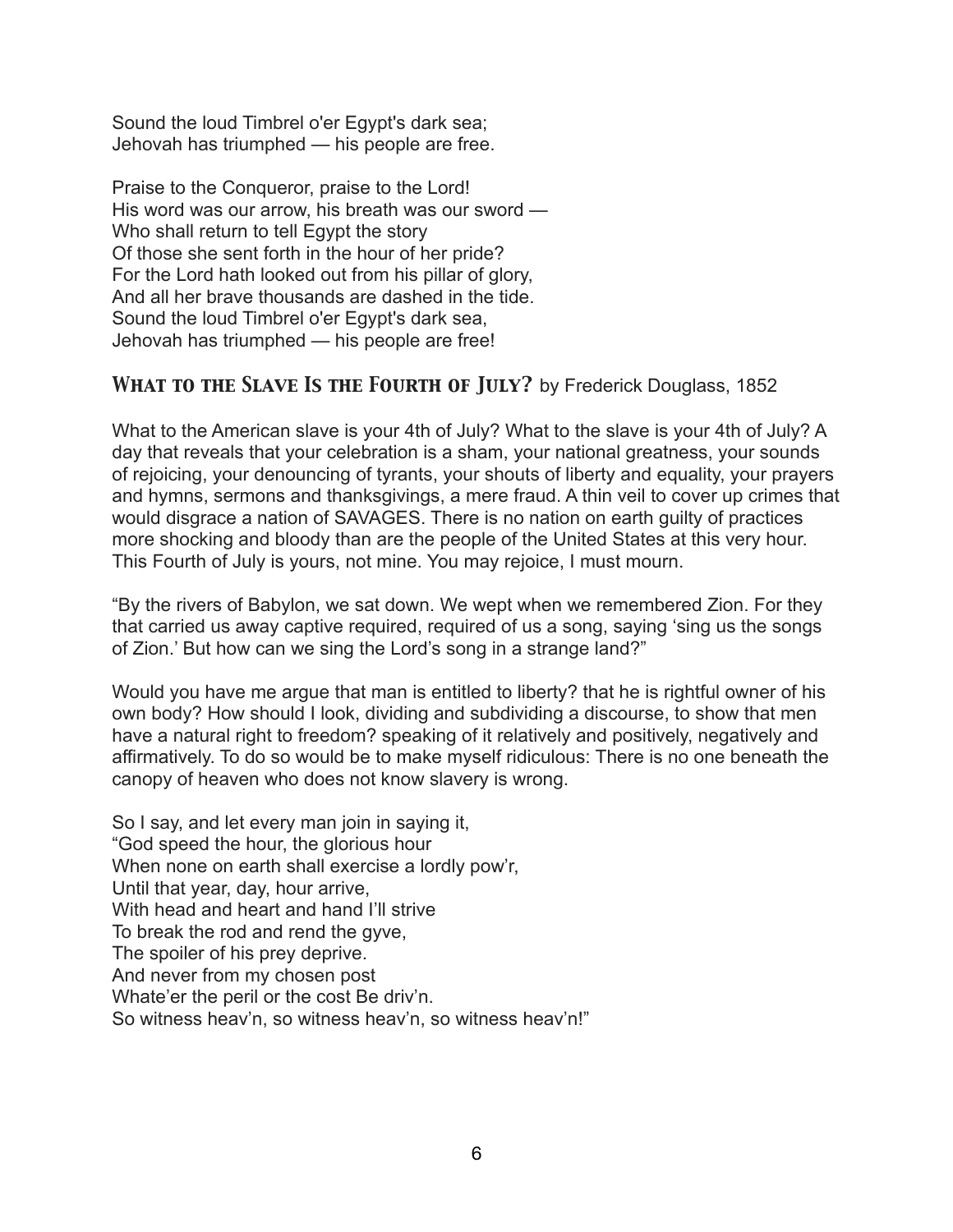Sound the loud Timbrel o'er Egypt's dark sea;
Jehovah has triumphed — his people are free.

Praise to the Conqueror, praise to the Lord!
His word was our arrow, his breath was our sword —
Who shall return to tell Egypt the story
Of those she sent forth in the hour of her pride?
For the Lord hath looked out from his pillar of glory,
And all her brave thousands are dashed in the tide.
Sound the loud Timbrel o'er Egypt's dark sea,
Jehovah has triumphed — his people are free!

## *What to the Slave Is the Fourth of July?* by Frederick Douglass, 1852

What to the American slave is your 4th of July? What to the slave is your 4th of July? A day that reveals that your celebration is a sham, your national greatness, your sounds of rejoicing, your denouncing of tyrants, your shouts of liberty and equality, your prayers and hymns, sermons and thanksgivings, a mere fraud. A thin veil to cover up crimes that would disgrace a nation of SAVAGES. There is no nation on earth guilty of practices more shocking and bloody than are the people of the United States at this very hour. This Fourth of July is yours, not mine. You may rejoice, I must mourn.

"By the rivers of Babylon, we sat down. We wept when we remembered Zion. For they that carried us away captive required, required of us a song, saying 'sing us the songs of Zion.' But how can we sing the Lord's song in a strange land?"

Would you have me argue that man is entitled to liberty? that he is rightful owner of his own body? How should I look, dividing and subdividing a discourse, to show that men have a natural right to freedom? speaking of it relatively and positively, negatively and affirmatively. To do so would be to make myself ridiculous: There is no one beneath the canopy of heaven who does not know slavery is wrong.

So I say, and let every man join in saying it,
"God speed the hour, the glorious hour
When none on earth shall exercise a lordly pow'r,
Until that year, day, hour arrive,
With head and heart and hand I'll strive
To break the rod and rend the gyve,
The spoiler of his prey deprive.
And never from my chosen post
Whate'er the peril or the cost Be driv'n.
So witness heav'n, so witness heav'n, so witness heav'n!"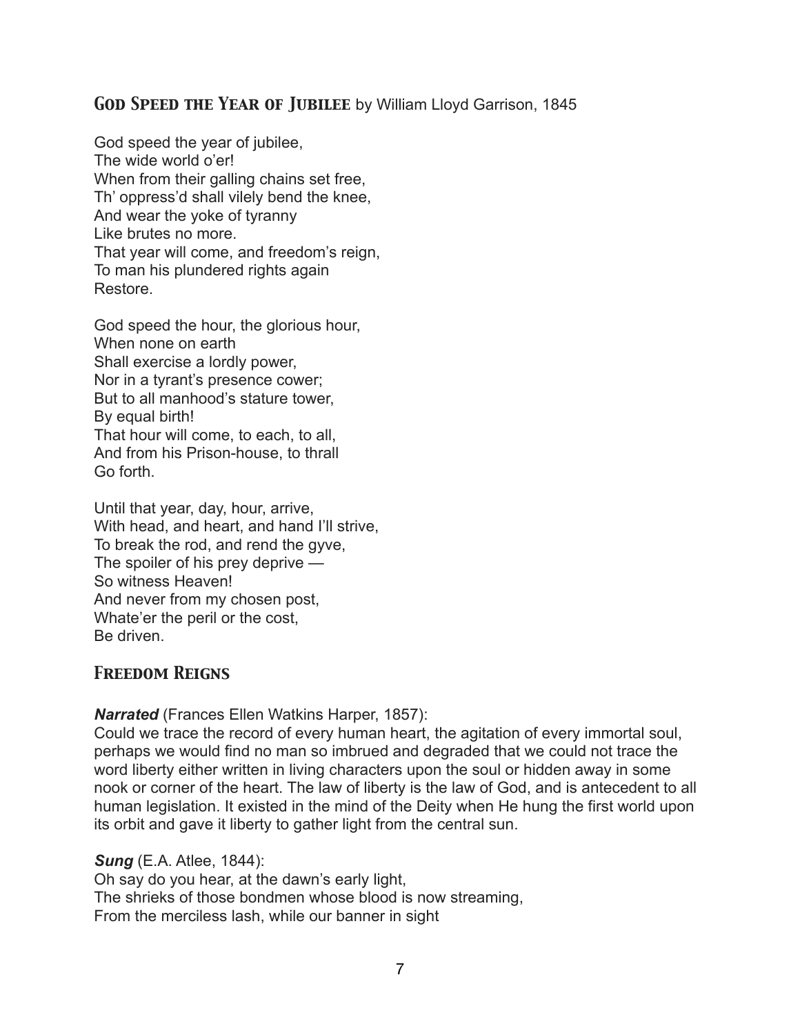## God Speed the Year of Jubilee by William Lloyd Garrison, 1845

God speed the year of jubilee,
The wide world o'er!
When from their galling chains set free,
Th' oppress'd shall vilely bend the knee,
And wear the yoke of tyranny
Like brutes no more.
That year will come, and freedom's reign,
To man his plundered rights again
Restore.

God speed the hour, the glorious hour,
When none on earth
Shall exercise a lordly power,
Nor in a tyrant's presence cower;
But to all manhood's stature tower,
By equal birth!
That hour will come, to each, to all,
And from his Prison-house, to thrall
Go forth.

Until that year, day, hour, arrive,
With head, and heart, and hand I'll strive,
To break the rod, and rend the gyve,
The spoiler of his prey deprive —
So witness Heaven!
And never from my chosen post,
Whate'er the peril or the cost,
Be driven.

## Freedom Reigns

***Narrated*** (Frances Ellen Watkins Harper, 1857):
Could we trace the record of every human heart, the agitation of every immortal soul, perhaps we would find no man so imbrued and degraded that we could not trace the word liberty either written in living characters upon the soul or hidden away in some nook or corner of the heart. The law of liberty is the law of God, and is antecedent to all human legislation. It existed in the mind of the Deity when He hung the first world upon its orbit and gave it liberty to gather light from the central sun.

***Sung*** (E.A. Atlee, 1844):
Oh say do you hear, at the dawn's early light,
The shrieks of those bondmen whose blood is now streaming,
From the merciless lash, while our banner in sight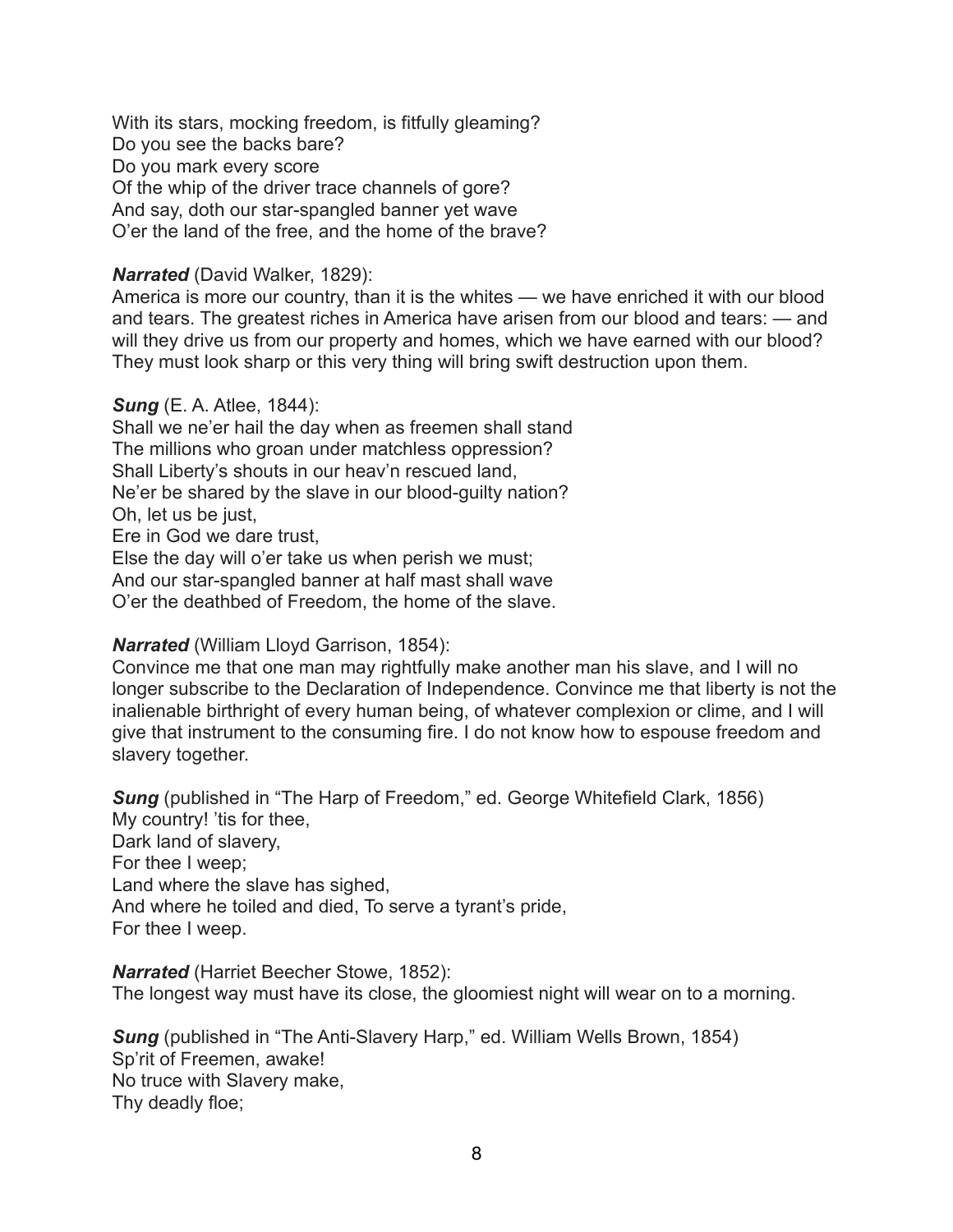With its stars, mocking freedom, is fitfully gleaming?
Do you see the backs bare?
Do you mark every score
Of the whip of the driver trace channels of gore?
And say, doth our star-spangled banner yet wave
O'er the land of the free, and the home of the brave?

***Narrated*** (David Walker, 1829):
America is more our country, than it is the whites — we have enriched it with our blood and tears. The greatest riches in America have arisen from our blood and tears: — and will they drive us from our property and homes, which we have earned with our blood? They must look sharp or this very thing will bring swift destruction upon them.

***Sung*** (E. A. Atlee, 1844):
Shall we ne'er hail the day when as freemen shall stand
The millions who groan under matchless oppression?
Shall Liberty's shouts in our heav'n rescued land,
Ne'er be shared by the slave in our blood-guilty nation?
Oh, let us be just,
Ere in God we dare trust,
Else the day will o'er take us when perish we must;
And our star-spangled banner at half mast shall wave
O'er the deathbed of Freedom, the home of the slave.

***Narrated*** (William Lloyd Garrison, 1854):
Convince me that one man may rightfully make another man his slave, and I will no longer subscribe to the Declaration of Independence. Convince me that liberty is not the inalienable birthright of every human being, of whatever complexion or clime, and I will give that instrument to the consuming fire. I do not know how to espouse freedom and slavery together.

***Sung*** (published in "The Harp of Freedom," ed. George Whitefield Clark, 1856)
My country! 'tis for thee,
Dark land of slavery,
For thee I weep;
Land where the slave has sighed,
And where he toiled and died, To serve a tyrant's pride,
For thee I weep.

***Narrated*** (Harriet Beecher Stowe, 1852):
The longest way must have its close, the gloomiest night will wear on to a morning.

***Sung*** (published in "The Anti-Slavery Harp," ed. William Wells Brown, 1854)
Sp'rit of Freemen, awake!
No truce with Slavery make,
Thy deadly floe;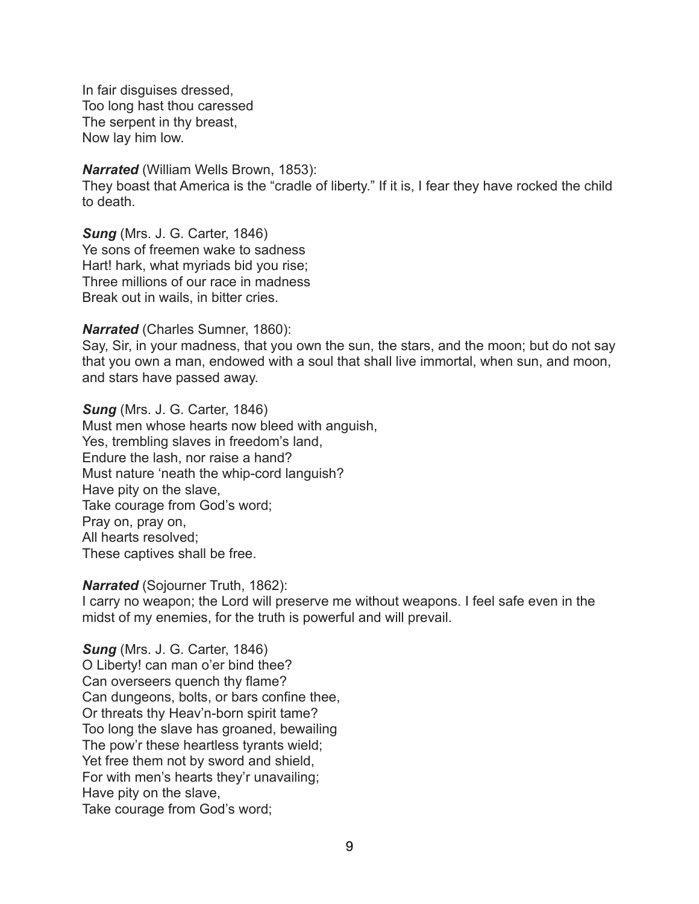In fair disguises dressed,  
Too long hast thou caressed  
The serpent in thy breast,  
Now lay him low.

***Narrated*** (William Wells Brown, 1853):  
They boast that America is the "cradle of liberty." If it is, I fear they have rocked the child to death.

***Sung*** (Mrs. J. G. Carter, 1846)  
Ye sons of freemen wake to sadness  
Hart! hark, what myriads bid you rise;  
Three millions of our race in madness  
Break out in wails, in bitter cries.

***Narrated*** (Charles Sumner, 1860):  
Say, Sir, in your madness, that you own the sun, the stars, and the moon; but do not say that you own a man, endowed with a soul that shall live immortal, when sun, and moon, and stars have passed away.

***Sung*** (Mrs. J. G. Carter, 1846)  
Must men whose hearts now bleed with anguish,  
Yes, trembling slaves in freedom's land,  
Endure the lash, nor raise a hand?  
Must nature 'neath the whip-cord languish?  
Have pity on the slave,  
Take courage from God's word;  
Pray on, pray on,  
All hearts resolved;  
These captives shall be free.

***Narrated*** (Sojourner Truth, 1862):  
I carry no weapon; the Lord will preserve me without weapons. I feel safe even in the midst of my enemies, for the truth is powerful and will prevail.

***Sung*** (Mrs. J. G. Carter, 1846)  
O Liberty! can man o'er bind thee?  
Can overseers quench thy flame?  
Can dungeons, bolts, or bars confine thee,  
Or threats thy Heav'n-born spirit tame?  
Too long the slave has groaned, bewailing  
The pow'r these heartless tyrants wield;  
Yet free them not by sword and shield,  
For with men's hearts they'r unavailing;  
Have pity on the slave,  
Take courage from God's word;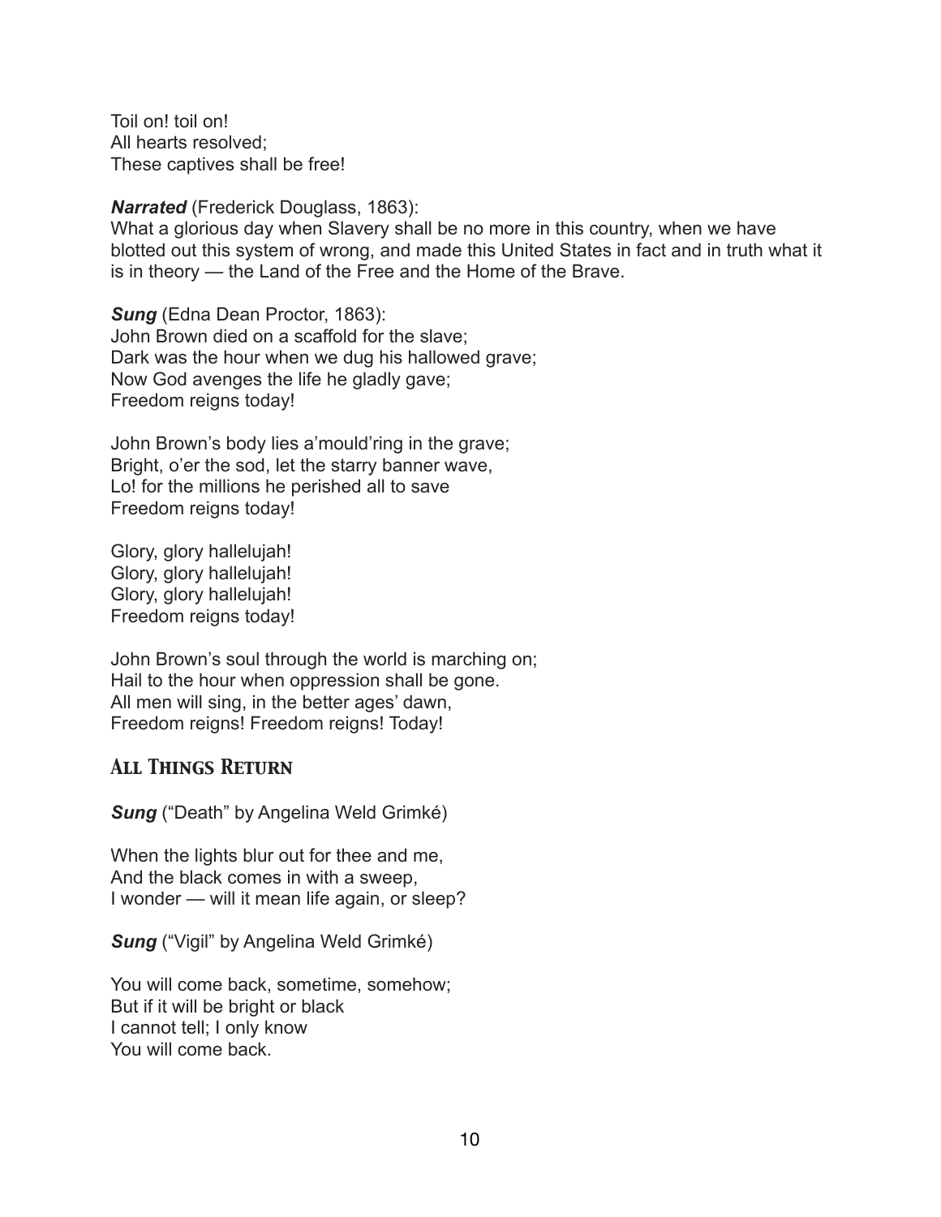Toil on! toil on!  
All hearts resolved;  
These captives shall be free!

***Narrated*** (Frederick Douglass, 1863):  
What a glorious day when Slavery shall be no more in this country, when we have blotted out this system of wrong, and made this United States in fact and in truth what it is in theory — the Land of the Free and the Home of the Brave.

***Sung*** (Edna Dean Proctor, 1863):  
John Brown died on a scaffold for the slave;  
Dark was the hour when we dug his hallowed grave;  
Now God avenges the life he gladly gave;  
Freedom reigns today!

John Brown's body lies a'mould'ring in the grave;  
Bright, o'er the sod, let the starry banner wave,  
Lo! for the millions he perished all to save  
Freedom reigns today!

Glory, glory hallelujah!  
Glory, glory hallelujah!  
Glory, glory hallelujah!  
Freedom reigns today!

John Brown's soul through the world is marching on;  
Hail to the hour when oppression shall be gone.  
All men will sing, in the better ages' dawn,  
Freedom reigns! Freedom reigns! Today!

## All Things Return

***Sung*** ("Death" by Angelina Weld Grimké)

When the lights blur out for thee and me,  
And the black comes in with a sweep,  
I wonder — will it mean life again, or sleep?

***Sung*** ("Vigil" by Angelina Weld Grimké)

You will come back, sometime, somehow;  
But if it will be bright or black  
I cannot tell; I only know  
You will come back.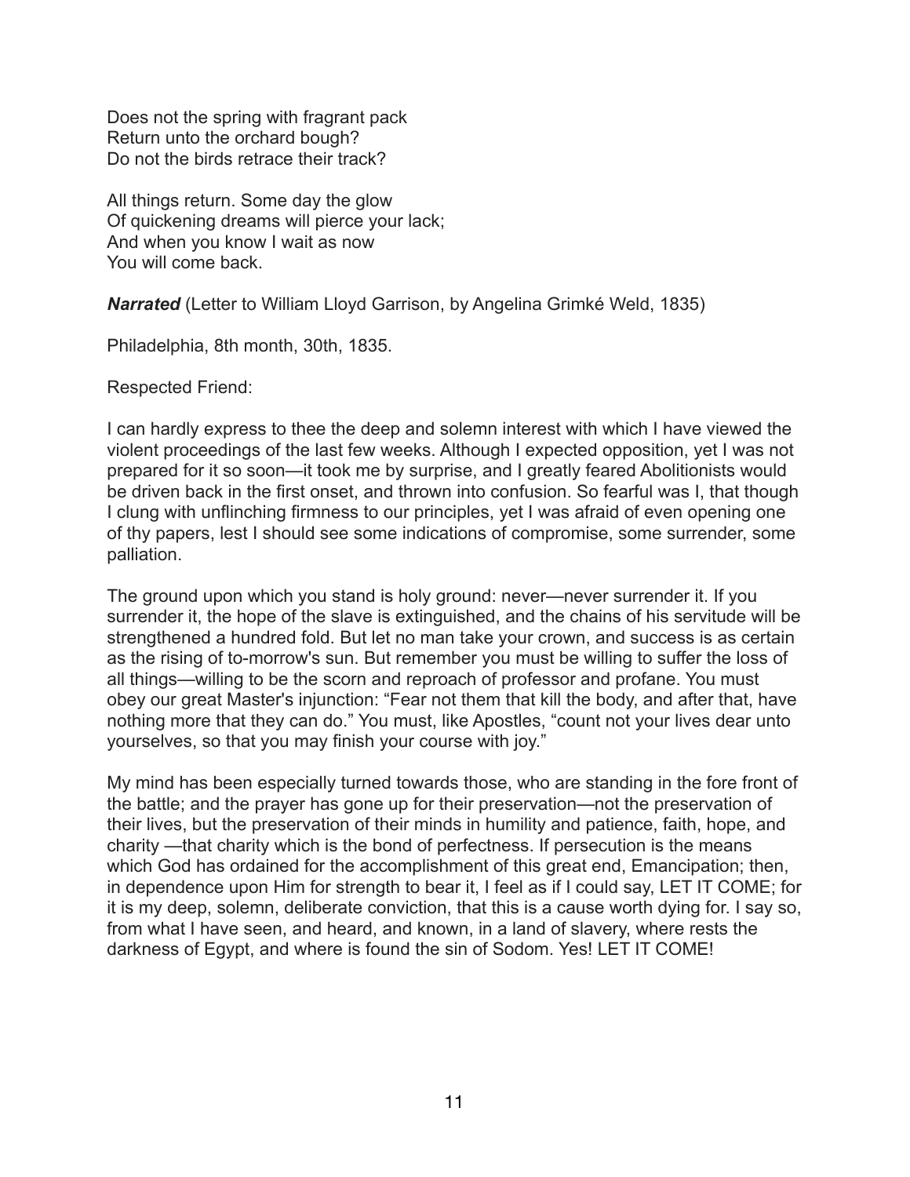Does not the spring with fragrant pack
Return unto the orchard bough?
Do not the birds retrace their track?

All things return. Some day the glow
Of quickening dreams will pierce your lack;
And when you know I wait as now
You will come back.

***Narrated*** (Letter to William Lloyd Garrison, by Angelina Grimké Weld, 1835)

Philadelphia, 8th month, 30th, 1835.

Respected Friend:

I can hardly express to thee the deep and solemn interest with which I have viewed the violent proceedings of the last few weeks. Although I expected opposition, yet I was not prepared for it so soon—it took me by surprise, and I greatly feared Abolitionists would be driven back in the first onset, and thrown into confusion. So fearful was I, that though I clung with unflinching firmness to our principles, yet I was afraid of even opening one of thy papers, lest I should see some indications of compromise, some surrender, some palliation.

The ground upon which you stand is holy ground: never—never surrender it. If you surrender it, the hope of the slave is extinguished, and the chains of his servitude will be strengthened a hundred fold. But let no man take your crown, and success is as certain as the rising of to-morrow's sun. But remember you must be willing to suffer the loss of all things—willing to be the scorn and reproach of professor and profane. You must obey our great Master's injunction: "Fear not them that kill the body, and after that, have nothing more that they can do." You must, like Apostles, "count not your lives dear unto yourselves, so that you may finish your course with joy."

My mind has been especially turned towards those, who are standing in the fore front of the battle; and the prayer has gone up for their preservation—not the preservation of their lives, but the preservation of their minds in humility and patience, faith, hope, and charity —that charity which is the bond of perfectness. If persecution is the means which God has ordained for the accomplishment of this great end, Emancipation; then, in dependence upon Him for strength to bear it, I feel as if I could say, LET IT COME; for it is my deep, solemn, deliberate conviction, that this is a cause worth dying for. I say so, from what I have seen, and heard, and known, in a land of slavery, where rests the darkness of Egypt, and where is found the sin of Sodom. Yes! LET IT COME!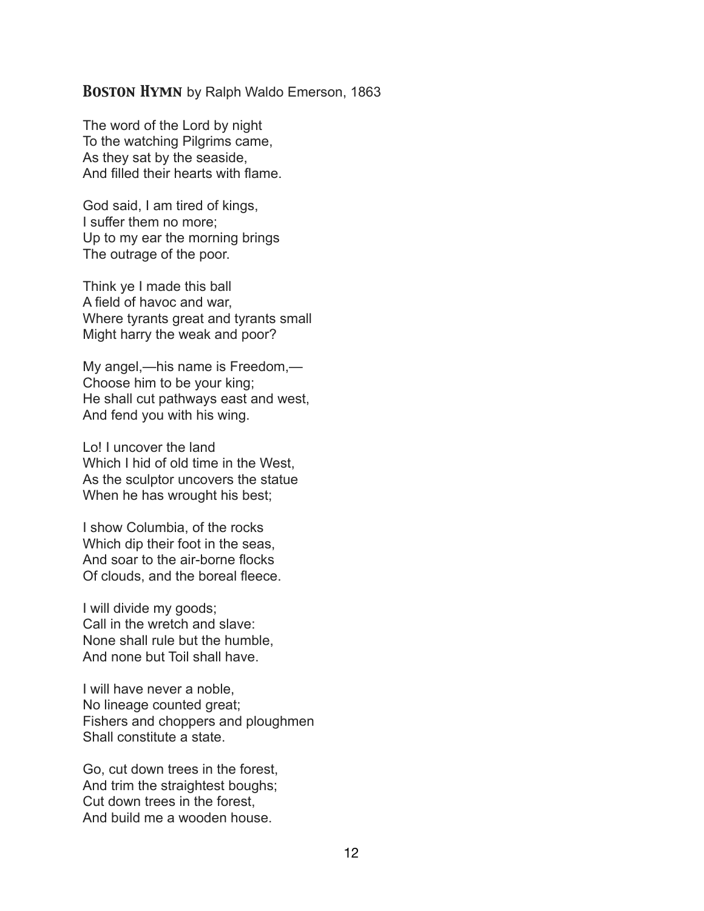**BOSTON HYMN** by Ralph Waldo Emerson, 1863

The word of the Lord by night  
To the watching Pilgrims came,  
As they sat by the seaside,  
And filled their hearts with flame.

God said, I am tired of kings,  
I suffer them no more;  
Up to my ear the morning brings  
The outrage of the poor.

Think ye I made this ball  
A field of havoc and war,  
Where tyrants great and tyrants small  
Might harry the weak and poor?

My angel,—his name is Freedom,—  
Choose him to be your king;  
He shall cut pathways east and west,  
And fend you with his wing.

Lo! I uncover the land  
Which I hid of old time in the West,  
As the sculptor uncovers the statue  
When he has wrought his best;

I show Columbia, of the rocks  
Which dip their foot in the seas,  
And soar to the air-borne flocks  
Of clouds, and the boreal fleece.

I will divide my goods;  
Call in the wretch and slave:  
None shall rule but the humble,  
And none but Toil shall have.

I will have never a noble,  
No lineage counted great;  
Fishers and choppers and ploughmen  
Shall constitute a state.

Go, cut down trees in the forest,  
And trim the straightest boughs;  
Cut down trees in the forest,  
And build me a wooden house.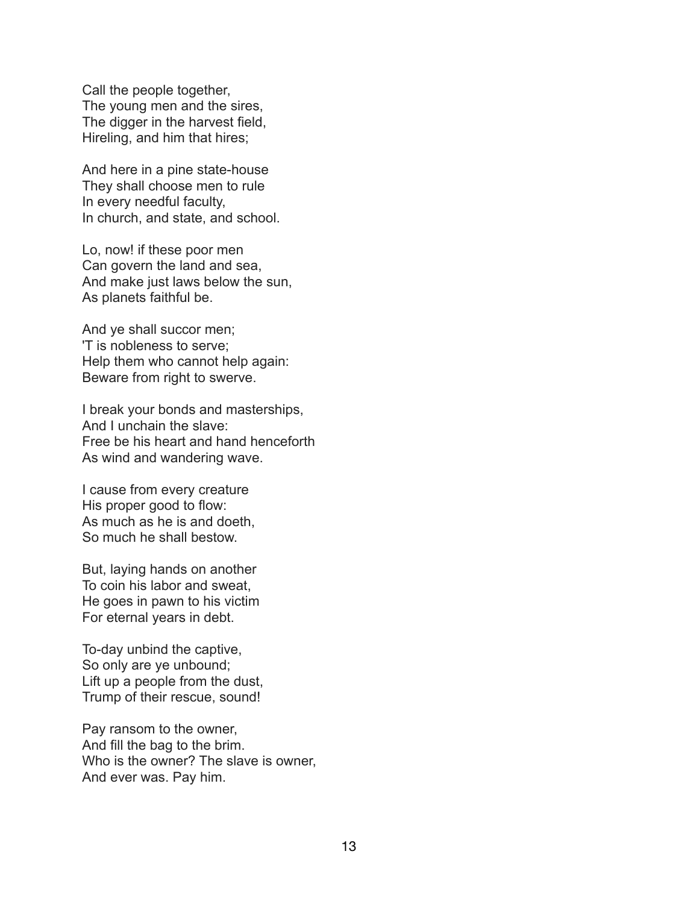Call the people together,
The young men and the sires,
The digger in the harvest field,
Hireling, and him that hires;

And here in a pine state-house
They shall choose men to rule
In every needful faculty,
In church, and state, and school.

Lo, now! if these poor men
Can govern the land and sea,
And make just laws below the sun,
As planets faithful be.

And ye shall succor men;
'T is nobleness to serve;
Help them who cannot help again:
Beware from right to swerve.

I break your bonds and masterships,
And I unchain the slave:
Free be his heart and hand henceforth
As wind and wandering wave.

I cause from every creature
His proper good to flow:
As much as he is and doeth,
So much he shall bestow.

But, laying hands on another
To coin his labor and sweat,
He goes in pawn to his victim
For eternal years in debt.

To-day unbind the captive,
So only are ye unbound;
Lift up a people from the dust,
Trump of their rescue, sound!

Pay ransom to the owner,
And fill the bag to the brim.
Who is the owner? The slave is owner,
And ever was. Pay him.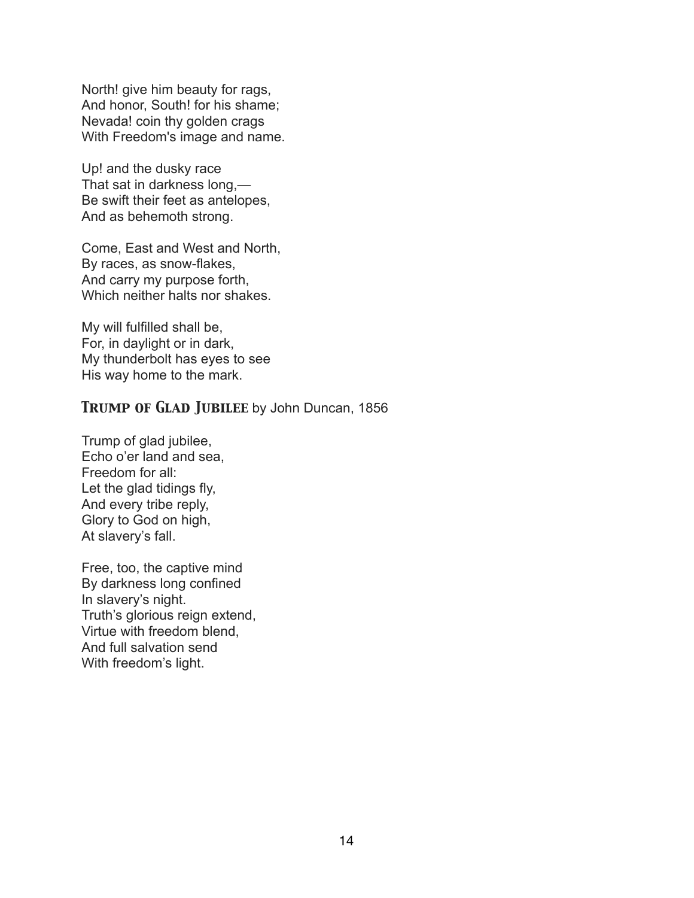North! give him beauty for rags,  
And honor, South! for his shame;  
Nevada! coin thy golden crags  
With Freedom's image and name.

Up! and the dusky race  
That sat in darkness long,—  
Be swift their feet as antelopes,  
And as behemoth strong.

Come, East and West and North,  
By races, as snow-flakes,  
And carry my purpose forth,  
Which neither halts nor shakes.

My will fulfilled shall be,  
For, in daylight or in dark,  
My thunderbolt has eyes to see  
His way home to the mark.

### *Trump of Glad Jubilee* by John Duncan, 1856

Trump of glad jubilee,  
Echo o'er land and sea,  
Freedom for all:  
Let the glad tidings fly,  
And every tribe reply,  
Glory to God on high,  
At slavery's fall.

Free, too, the captive mind  
By darkness long confined  
In slavery's night.  
Truth's glorious reign extend,  
Virtue with freedom blend,  
And full salvation send  
With freedom's light.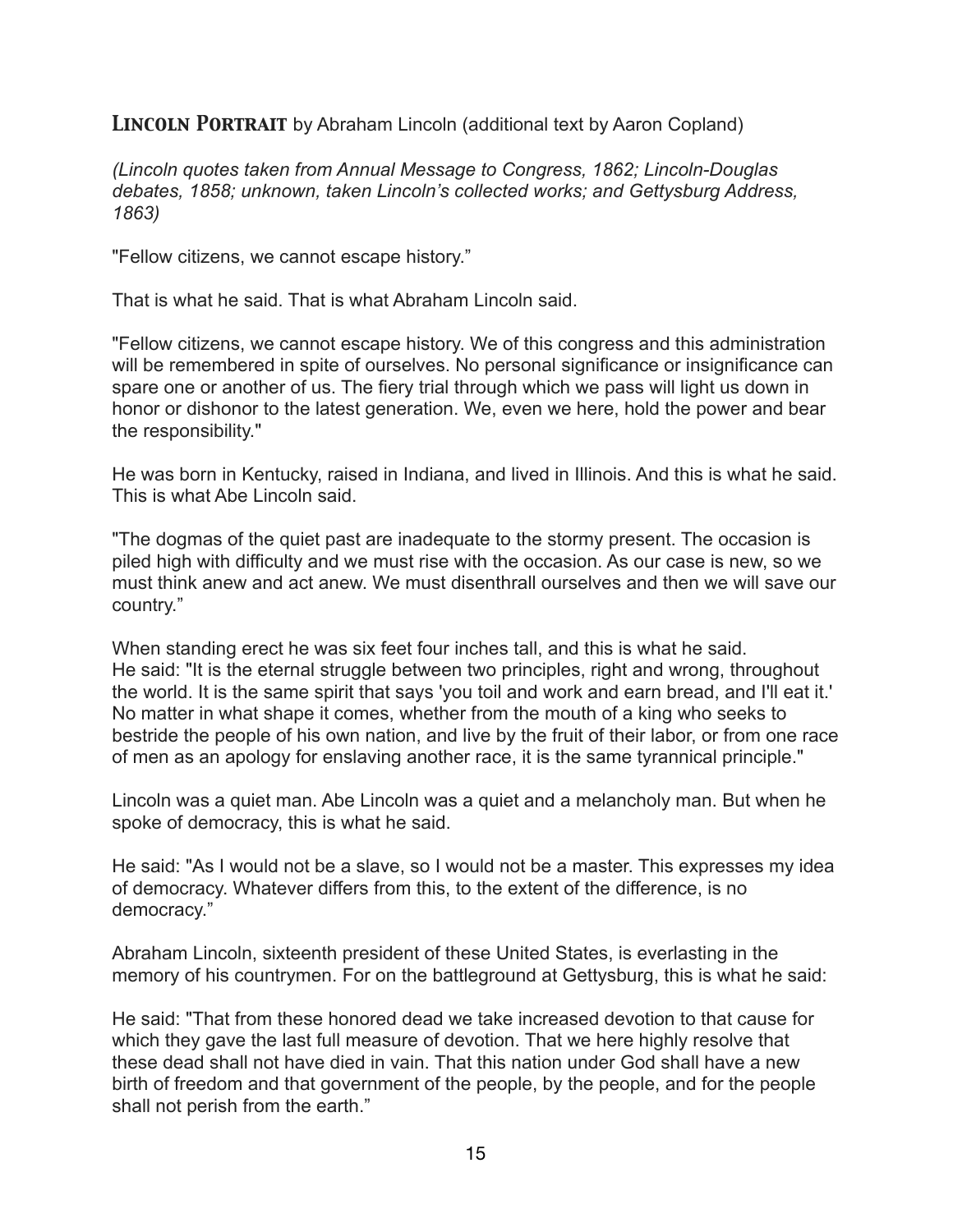## **Lincoln Portrait** by Abraham Lincoln (additional text by Aaron Copland)

*(Lincoln quotes taken from Annual Message to Congress, 1862; Lincoln-Douglas debates, 1858; unknown, taken Lincoln's collected works; and Gettysburg Address, 1863)*

"Fellow citizens, we cannot escape history."

That is what he said. That is what Abraham Lincoln said.

"Fellow citizens, we cannot escape history. We of this congress and this administration will be remembered in spite of ourselves. No personal significance or insignificance can spare one or another of us. The fiery trial through which we pass will light us down in honor or dishonor to the latest generation. We, even we here, hold the power and bear the responsibility."

He was born in Kentucky, raised in Indiana, and lived in Illinois. And this is what he said. This is what Abe Lincoln said.

"The dogmas of the quiet past are inadequate to the stormy present. The occasion is piled high with difficulty and we must rise with the occasion. As our case is new, so we must think anew and act anew. We must disenthrall ourselves and then we will save our country."

When standing erect he was six feet four inches tall, and this is what he said.
He said: "It is the eternal struggle between two principles, right and wrong, throughout the world. It is the same spirit that says 'you toil and work and earn bread, and I'll eat it.' No matter in what shape it comes, whether from the mouth of a king who seeks to bestride the people of his own nation, and live by the fruit of their labor, or from one race of men as an apology for enslaving another race, it is the same tyrannical principle."

Lincoln was a quiet man. Abe Lincoln was a quiet and a melancholy man. But when he spoke of democracy, this is what he said.

He said: "As I would not be a slave, so I would not be a master. This expresses my idea of democracy. Whatever differs from this, to the extent of the difference, is no democracy."

Abraham Lincoln, sixteenth president of these United States, is everlasting in the memory of his countrymen. For on the battleground at Gettysburg, this is what he said:

He said: "That from these honored dead we take increased devotion to that cause for which they gave the last full measure of devotion. That we here highly resolve that these dead shall not have died in vain. That this nation under God shall have a new birth of freedom and that government of the people, by the people, and for the people shall not perish from the earth."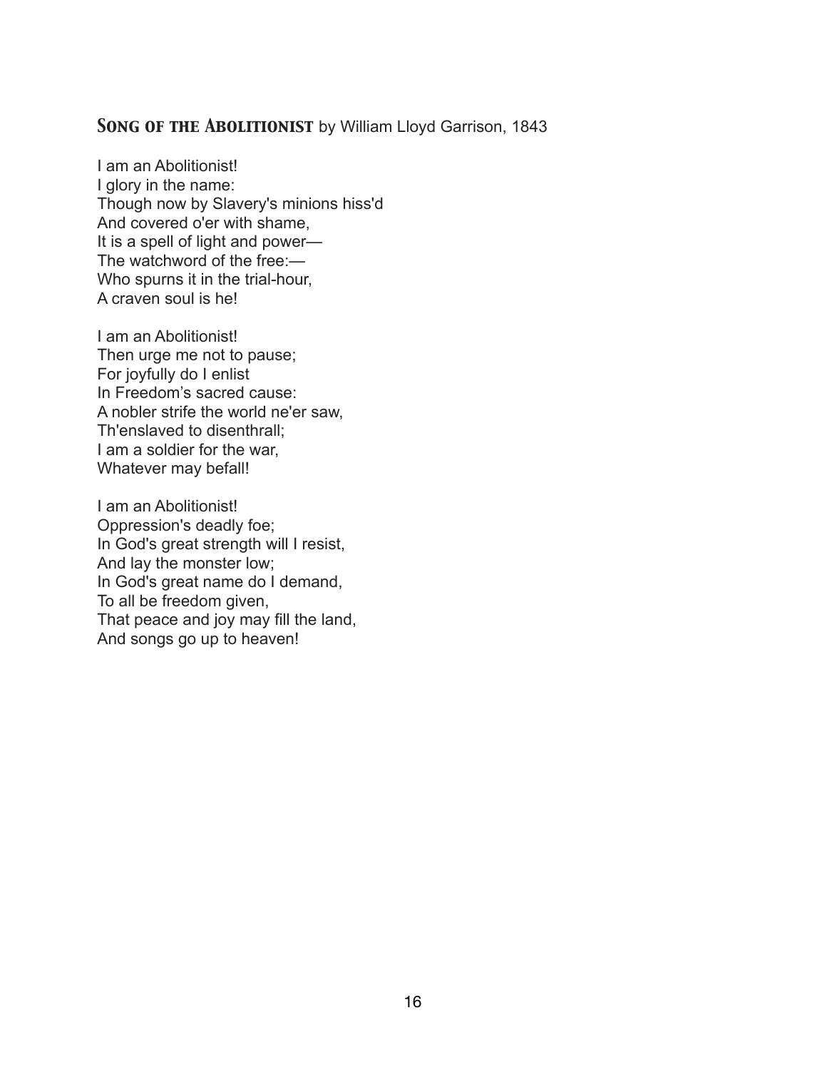### **Song of the Abolitionist** by William Lloyd Garrison, 1843

I am an Abolitionist!  
I glory in the name:  
Though now by Slavery's minions hiss'd  
And covered o'er with shame,  
It is a spell of light and power—  
The watchword of the free:—  
Who spurns it in the trial-hour,  
A craven soul is he!

I am an Abolitionist!  
Then urge me not to pause;  
For joyfully do I enlist  
In Freedom's sacred cause:  
A nobler strife the world ne'er saw,  
Th'enslaved to disenthrall;  
I am a soldier for the war,  
Whatever may befall!

I am an Abolitionist!  
Oppression's deadly foe;  
In God's great strength will I resist,  
And lay the monster low;  
In God's great name do I demand,  
To all be freedom given,  
That peace and joy may fill the land,  
And songs go up to heaven!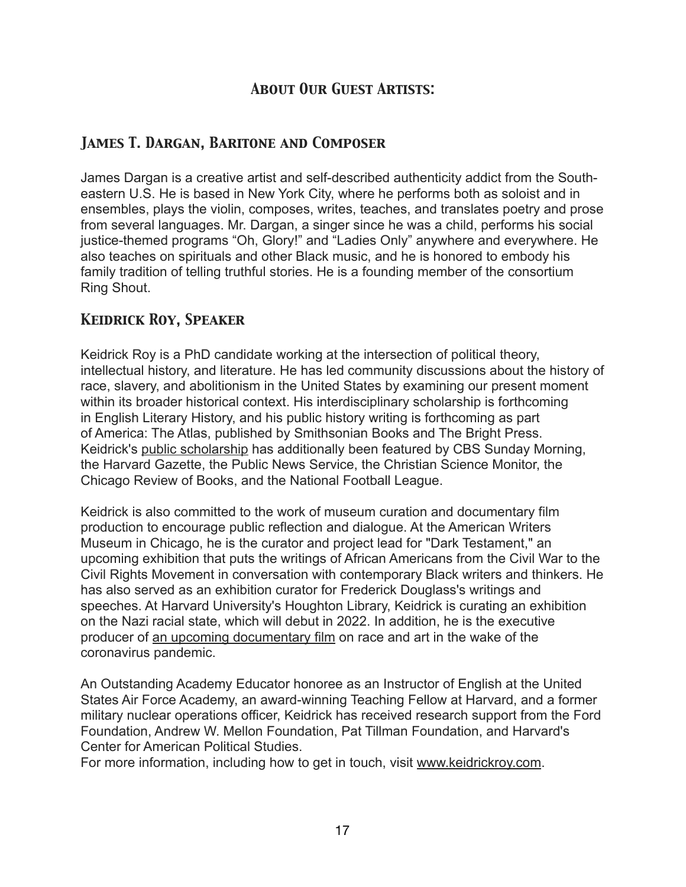## About Our Guest Artists:

### James T. Dargan, Baritone and Composer

James Dargan is a creative artist and self-described authenticity addict from the Southeastern U.S. He is based in New York City, where he performs both as soloist and in ensembles, plays the violin, composes, writes, teaches, and translates poetry and prose from several languages. Mr. Dargan, a singer since he was a child, performs his social justice-themed programs “Oh, Glory!” and “Ladies Only” anywhere and everywhere. He also teaches on spirituals and other Black music, and he is honored to embody his family tradition of telling truthful stories. He is a founding member of the consortium Ring Shout.

### Keidrick Roy, Speaker

Keidrick Roy is a PhD candidate working at the intersection of political theory, intellectual history, and literature. He has led community discussions about the history of race, slavery, and abolitionism in the United States by examining our present moment within its broader historical context. His interdisciplinary scholarship is forthcoming in English Literary History, and his public history writing is forthcoming as part of America: The Atlas, published by Smithsonian Books and The Bright Press. Keidrick's public scholarship has additionally been featured by CBS Sunday Morning, the Harvard Gazette, the Public News Service, the Christian Science Monitor, the Chicago Review of Books, and the National Football League.

Keidrick is also committed to the work of museum curation and documentary film production to encourage public reflection and dialogue. At the American Writers Museum in Chicago, he is the curator and project lead for "Dark Testament," an upcoming exhibition that puts the writings of African Americans from the Civil War to the Civil Rights Movement in conversation with contemporary Black writers and thinkers. He has also served as an exhibition curator for Frederick Douglass's writings and speeches. At Harvard University's Houghton Library, Keidrick is curating an exhibition on the Nazi racial state, which will debut in 2022. In addition, he is the executive producer of an upcoming documentary film on race and art in the wake of the coronavirus pandemic.

An Outstanding Academy Educator honoree as an Instructor of English at the United States Air Force Academy, an award-winning Teaching Fellow at Harvard, and a former military nuclear operations officer, Keidrick has received research support from the Ford Foundation, Andrew W. Mellon Foundation, Pat Tillman Foundation, and Harvard's Center for American Political Studies.
For more information, including how to get in touch, visit www.keidrickroy.com.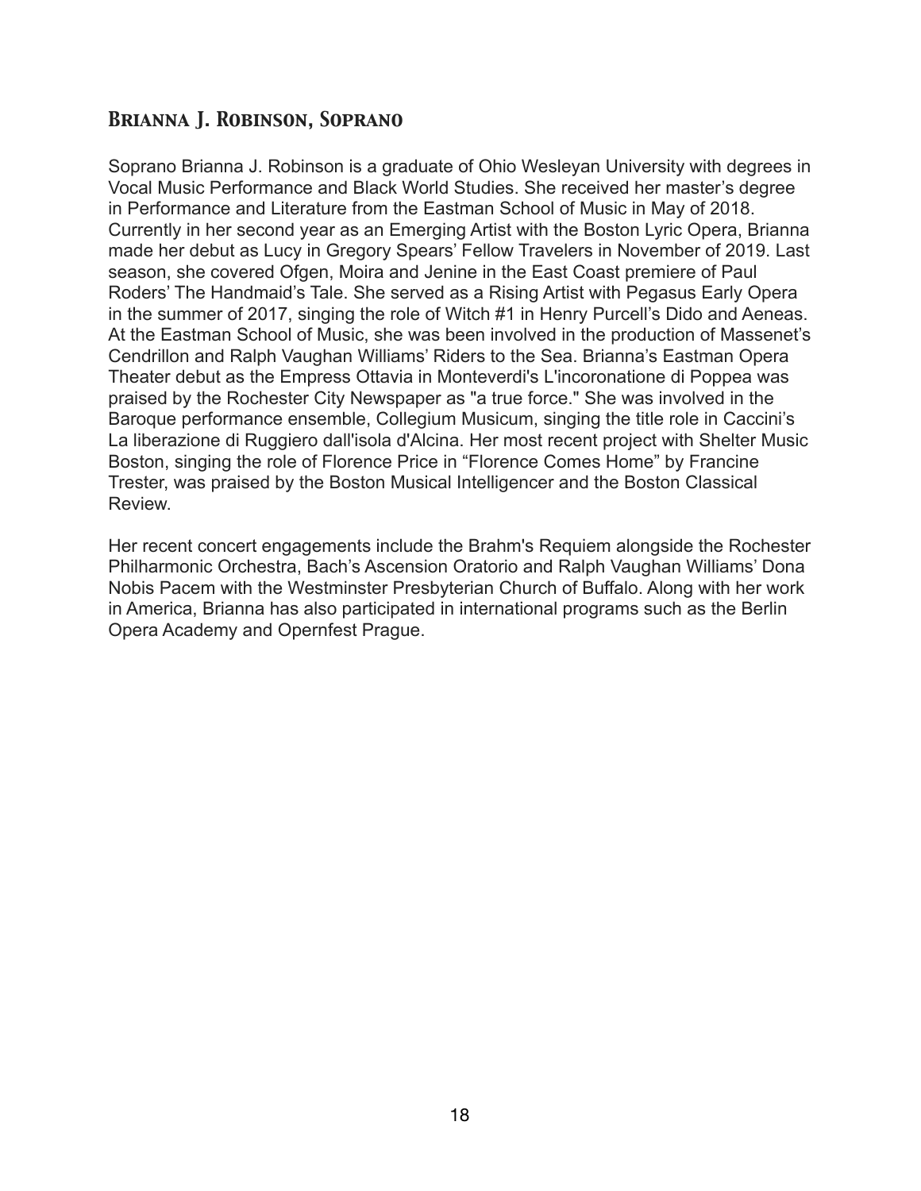## Brianna J. Robinson, Soprano

Soprano Brianna J. Robinson is a graduate of Ohio Wesleyan University with degrees in Vocal Music Performance and Black World Studies. She received her master's degree in Performance and Literature from the Eastman School of Music in May of 2018. Currently in her second year as an Emerging Artist with the Boston Lyric Opera, Brianna made her debut as Lucy in Gregory Spears' Fellow Travelers in November of 2019. Last season, she covered Ofgen, Moira and Jenine in the East Coast premiere of Paul Roders' The Handmaid's Tale. She served as a Rising Artist with Pegasus Early Opera in the summer of 2017, singing the role of Witch #1 in Henry Purcell's Dido and Aeneas. At the Eastman School of Music, she was been involved in the production of Massenet's Cendrillon and Ralph Vaughan Williams' Riders to the Sea. Brianna's Eastman Opera Theater debut as the Empress Ottavia in Monteverdi's L'incoronatione di Poppea was praised by the Rochester City Newspaper as "a true force." She was involved in the Baroque performance ensemble, Collegium Musicum, singing the title role in Caccini's La liberazione di Ruggiero dall'isola d'Alcina. Her most recent project with Shelter Music Boston, singing the role of Florence Price in "Florence Comes Home" by Francine Trester, was praised by the Boston Musical Intelligencer and the Boston Classical Review.

Her recent concert engagements include the Brahm's Requiem alongside the Rochester Philharmonic Orchestra, Bach's Ascension Oratorio and Ralph Vaughan Williams' Dona Nobis Pacem with the Westminster Presbyterian Church of Buffalo. Along with her work in America, Brianna has also participated in international programs such as the Berlin Opera Academy and Opernfest Prague.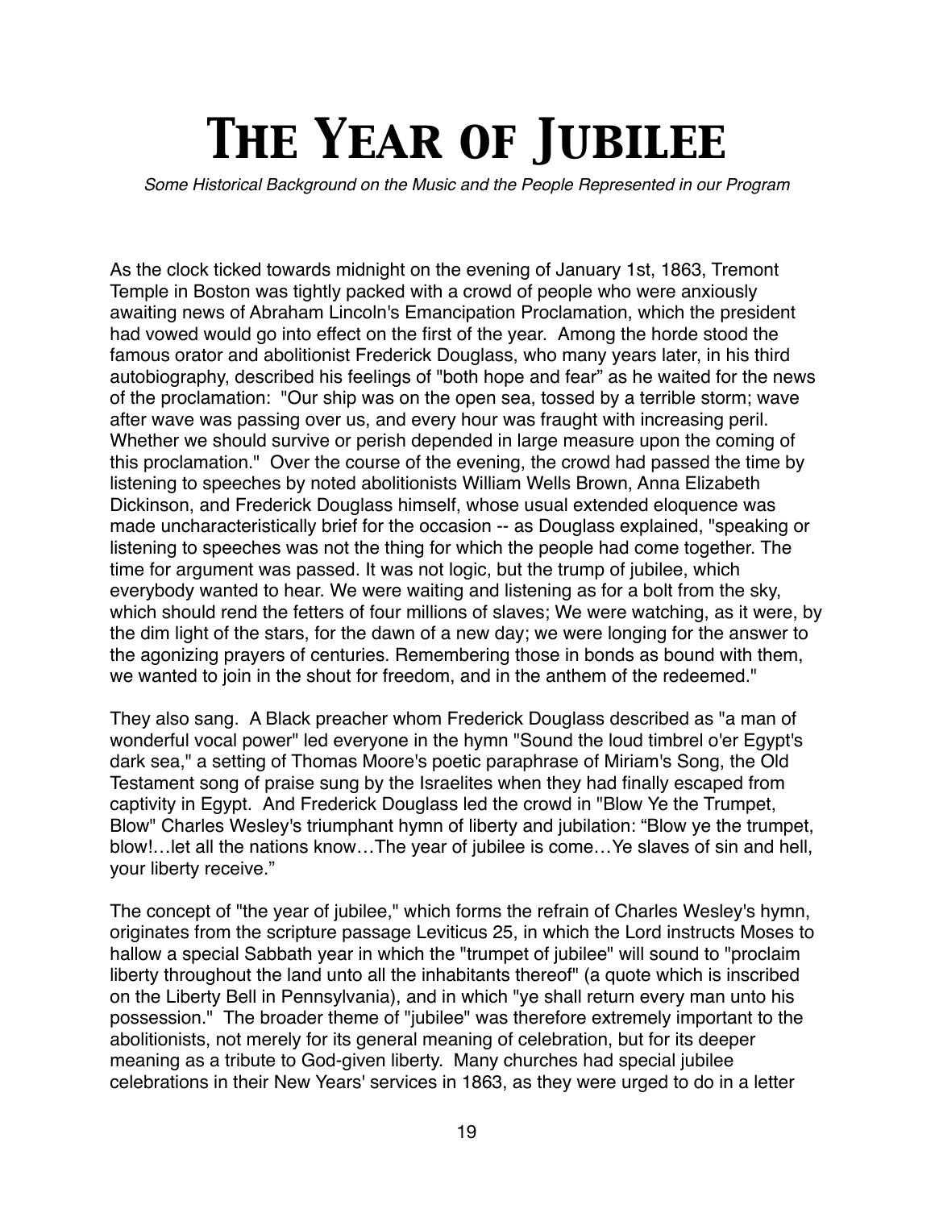# The Year of Jubilee

*Some Historical Background on the Music and the People Represented in our Program*

As the clock ticked towards midnight on the evening of January 1st, 1863, Tremont Temple in Boston was tightly packed with a crowd of people who were anxiously awaiting news of Abraham Lincoln's Emancipation Proclamation, which the president had vowed would go into effect on the first of the year. Among the horde stood the famous orator and abolitionist Frederick Douglass, who many years later, in his third autobiography, described his feelings of "both hope and fear" as he waited for the news of the proclamation: "Our ship was on the open sea, tossed by a terrible storm; wave after wave was passing over us, and every hour was fraught with increasing peril. Whether we should survive or perish depended in large measure upon the coming of this proclamation." Over the course of the evening, the crowd had passed the time by listening to speeches by noted abolitionists William Wells Brown, Anna Elizabeth Dickinson, and Frederick Douglass himself, whose usual extended eloquence was made uncharacteristically brief for the occasion -- as Douglass explained, "speaking or listening to speeches was not the thing for which the people had come together. The time for argument was passed. It was not logic, but the trump of jubilee, which everybody wanted to hear. We were waiting and listening as for a bolt from the sky, which should rend the fetters of four millions of slaves; We were watching, as it were, by the dim light of the stars, for the dawn of a new day; we were longing for the answer to the agonizing prayers of centuries. Remembering those in bonds as bound with them, we wanted to join in the shout for freedom, and in the anthem of the redeemed."

They also sang. A Black preacher whom Frederick Douglass described as "a man of wonderful vocal power" led everyone in the hymn "Sound the loud timbrel o'er Egypt's dark sea," a setting of Thomas Moore's poetic paraphrase of Miriam's Song, the Old Testament song of praise sung by the Israelites when they had finally escaped from captivity in Egypt. And Frederick Douglass led the crowd in "Blow Ye the Trumpet, Blow" Charles Wesley's triumphant hymn of liberty and jubilation: "Blow ye the trumpet, blow!…let all the nations know…The year of jubilee is come…Ye slaves of sin and hell, your liberty receive."

The concept of "the year of jubilee," which forms the refrain of Charles Wesley's hymn, originates from the scripture passage Leviticus 25, in which the Lord instructs Moses to hallow a special Sabbath year in which the "trumpet of jubilee" will sound to "proclaim liberty throughout the land unto all the inhabitants thereof" (a quote which is inscribed on the Liberty Bell in Pennsylvania), and in which "ye shall return every man unto his possession." The broader theme of "jubilee" was therefore extremely important to the abolitionists, not merely for its general meaning of celebration, but for its deeper meaning as a tribute to God-given liberty. Many churches had special jubilee celebrations in their New Years' services in 1863, as they were urged to do in a letter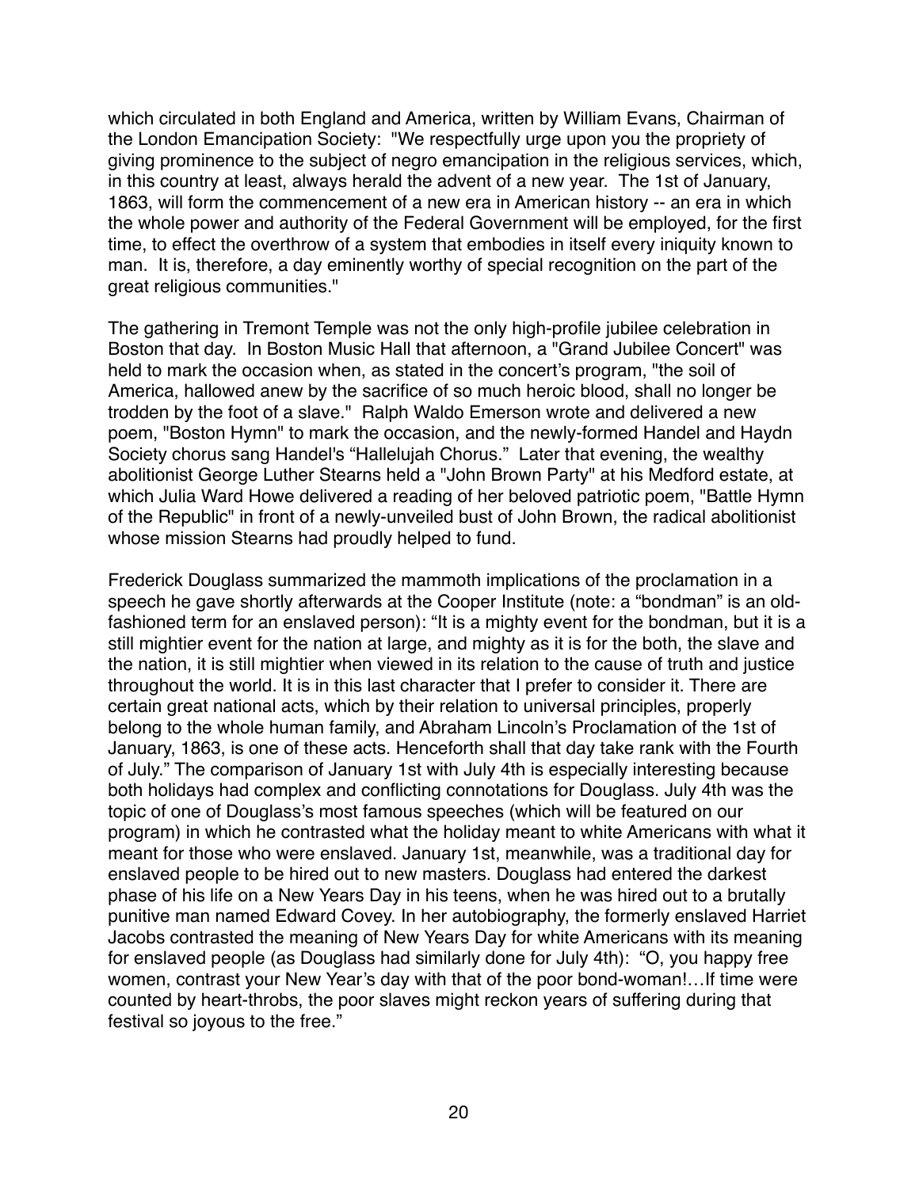which circulated in both England and America, written by William Evans, Chairman of the London Emancipation Society: "We respectfully urge upon you the propriety of giving prominence to the subject of negro emancipation in the religious services, which, in this country at least, always herald the advent of a new year. The 1st of January, 1863, will form the commencement of a new era in American history -- an era in which the whole power and authority of the Federal Government will be employed, for the first time, to effect the overthrow of a system that embodies in itself every iniquity known to man. It is, therefore, a day eminently worthy of special recognition on the part of the great religious communities."

The gathering in Tremont Temple was not the only high-profile jubilee celebration in Boston that day. In Boston Music Hall that afternoon, a "Grand Jubilee Concert" was held to mark the occasion when, as stated in the concert's program, "the soil of America, hallowed anew by the sacrifice of so much heroic blood, shall no longer be trodden by the foot of a slave." Ralph Waldo Emerson wrote and delivered a new poem, "Boston Hymn" to mark the occasion, and the newly-formed Handel and Haydn Society chorus sang Handel's "Hallelujah Chorus." Later that evening, the wealthy abolitionist George Luther Stearns held a "John Brown Party" at his Medford estate, at which Julia Ward Howe delivered a reading of her beloved patriotic poem, "Battle Hymn of the Republic" in front of a newly-unveiled bust of John Brown, the radical abolitionist whose mission Stearns had proudly helped to fund.

Frederick Douglass summarized the mammoth implications of the proclamation in a speech he gave shortly afterwards at the Cooper Institute (note: a "bondman" is an old-fashioned term for an enslaved person): "It is a mighty event for the bondman, but it is a still mightier event for the nation at large, and mighty as it is for the both, the slave and the nation, it is still mightier when viewed in its relation to the cause of truth and justice throughout the world. It is in this last character that I prefer to consider it. There are certain great national acts, which by their relation to universal principles, properly belong to the whole human family, and Abraham Lincoln's Proclamation of the 1st of January, 1863, is one of these acts. Henceforth shall that day take rank with the Fourth of July." The comparison of January 1st with July 4th is especially interesting because both holidays had complex and conflicting connotations for Douglass. July 4th was the topic of one of Douglass's most famous speeches (which will be featured on our program) in which he contrasted what the holiday meant to white Americans with what it meant for those who were enslaved. January 1st, meanwhile, was a traditional day for enslaved people to be hired out to new masters. Douglass had entered the darkest phase of his life on a New Years Day in his teens, when he was hired out to a brutally punitive man named Edward Covey. In her autobiography, the formerly enslaved Harriet Jacobs contrasted the meaning of New Years Day for white Americans with its meaning for enslaved people (as Douglass had similarly done for July 4th): "O, you happy free women, contrast your New Year's day with that of the poor bond-woman!…If time were counted by heart-throbs, the poor slaves might reckon years of suffering during that festival so joyous to the free."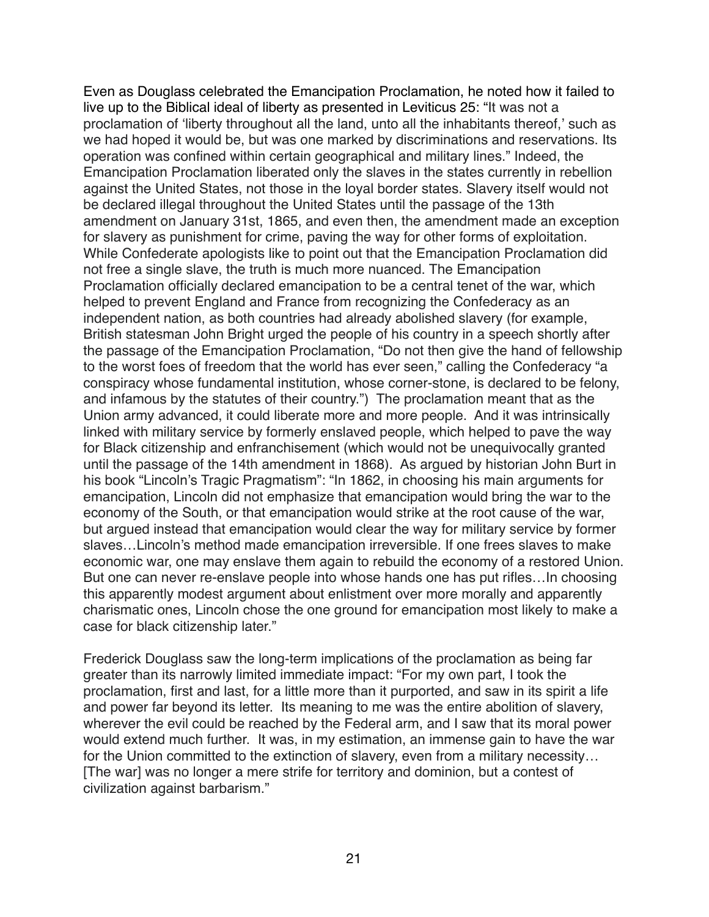Even as Douglass celebrated the Emancipation Proclamation, he noted how it failed to live up to the Biblical ideal of liberty as presented in Leviticus 25: "It was not a proclamation of 'liberty throughout all the land, unto all the inhabitants thereof,' such as we had hoped it would be, but was one marked by discriminations and reservations. Its operation was confined within certain geographical and military lines." Indeed, the Emancipation Proclamation liberated only the slaves in the states currently in rebellion against the United States, not those in the loyal border states. Slavery itself would not be declared illegal throughout the United States until the passage of the 13th amendment on January 31st, 1865, and even then, the amendment made an exception for slavery as punishment for crime, paving the way for other forms of exploitation. While Confederate apologists like to point out that the Emancipation Proclamation did not free a single slave, the truth is much more nuanced. The Emancipation Proclamation officially declared emancipation to be a central tenet of the war, which helped to prevent England and France from recognizing the Confederacy as an independent nation, as both countries had already abolished slavery (for example, British statesman John Bright urged the people of his country in a speech shortly after the passage of the Emancipation Proclamation, "Do not then give the hand of fellowship to the worst foes of freedom that the world has ever seen," calling the Confederacy "a conspiracy whose fundamental institution, whose corner-stone, is declared to be felony, and infamous by the statutes of their country.") The proclamation meant that as the Union army advanced, it could liberate more and more people. And it was intrinsically linked with military service by formerly enslaved people, which helped to pave the way for Black citizenship and enfranchisement (which would not be unequivocally granted until the passage of the 14th amendment in 1868). As argued by historian John Burt in his book "Lincoln's Tragic Pragmatism": "In 1862, in choosing his main arguments for emancipation, Lincoln did not emphasize that emancipation would bring the war to the economy of the South, or that emancipation would strike at the root cause of the war, but argued instead that emancipation would clear the way for military service by former slaves…Lincoln's method made emancipation irreversible. If one frees slaves to make economic war, one may enslave them again to rebuild the economy of a restored Union. But one can never re-enslave people into whose hands one has put rifles…In choosing this apparently modest argument about enlistment over more morally and apparently charismatic ones, Lincoln chose the one ground for emancipation most likely to make a case for black citizenship later."

Frederick Douglass saw the long-term implications of the proclamation as being far greater than its narrowly limited immediate impact: "For my own part, I took the proclamation, first and last, for a little more than it purported, and saw in its spirit a life and power far beyond its letter. Its meaning to me was the entire abolition of slavery, wherever the evil could be reached by the Federal arm, and I saw that its moral power would extend much further. It was, in my estimation, an immense gain to have the war for the Union committed to the extinction of slavery, even from a military necessity… [The war] was no longer a mere strife for territory and dominion, but a contest of civilization against barbarism."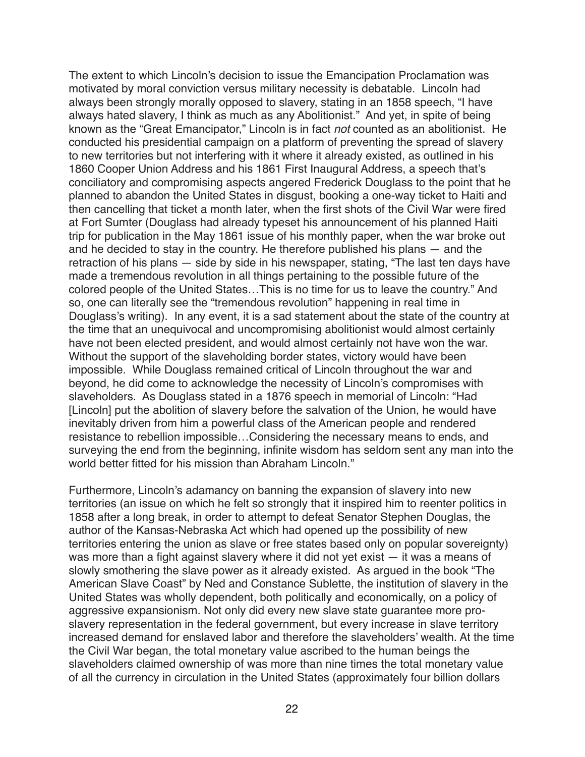The extent to which Lincoln's decision to issue the Emancipation Proclamation was motivated by moral conviction versus military necessity is debatable. Lincoln had always been strongly morally opposed to slavery, stating in an 1858 speech, "I have always hated slavery, I think as much as any Abolitionist." And yet, in spite of being known as the "Great Emancipator," Lincoln is in fact *not* counted as an abolitionist. He conducted his presidential campaign on a platform of preventing the spread of slavery to new territories but not interfering with it where it already existed, as outlined in his 1860 Cooper Union Address and his 1861 First Inaugural Address, a speech that's conciliatory and compromising aspects angered Frederick Douglass to the point that he planned to abandon the United States in disgust, booking a one-way ticket to Haiti and then cancelling that ticket a month later, when the first shots of the Civil War were fired at Fort Sumter (Douglass had already typeset his announcement of his planned Haiti trip for publication in the May 1861 issue of his monthly paper, when the war broke out and he decided to stay in the country. He therefore published his plans — and the retraction of his plans — side by side in his newspaper, stating, "The last ten days have made a tremendous revolution in all things pertaining to the possible future of the colored people of the United States…This is no time for us to leave the country." And so, one can literally see the "tremendous revolution" happening in real time in Douglass's writing). In any event, it is a sad statement about the state of the country at the time that an unequivocal and uncompromising abolitionist would almost certainly have not been elected president, and would almost certainly not have won the war. Without the support of the slaveholding border states, victory would have been impossible. While Douglass remained critical of Lincoln throughout the war and beyond, he did come to acknowledge the necessity of Lincoln's compromises with slaveholders. As Douglass stated in a 1876 speech in memorial of Lincoln: "Had [Lincoln] put the abolition of slavery before the salvation of the Union, he would have inevitably driven from him a powerful class of the American people and rendered resistance to rebellion impossible…Considering the necessary means to ends, and surveying the end from the beginning, infinite wisdom has seldom sent any man into the world better fitted for his mission than Abraham Lincoln."

Furthermore, Lincoln's adamancy on banning the expansion of slavery into new territories (an issue on which he felt so strongly that it inspired him to reenter politics in 1858 after a long break, in order to attempt to defeat Senator Stephen Douglas, the author of the Kansas-Nebraska Act which had opened up the possibility of new territories entering the union as slave or free states based only on popular sovereignty) was more than a fight against slavery where it did not yet exist — it was a means of slowly smothering the slave power as it already existed. As argued in the book "The American Slave Coast" by Ned and Constance Sublette, the institution of slavery in the United States was wholly dependent, both politically and economically, on a policy of aggressive expansionism. Not only did every new slave state guarantee more pro-slavery representation in the federal government, but every increase in slave territory increased demand for enslaved labor and therefore the slaveholders' wealth. At the time the Civil War began, the total monetary value ascribed to the human beings the slaveholders claimed ownership of was more than nine times the total monetary value of all the currency in circulation in the United States (approximately four billion dollars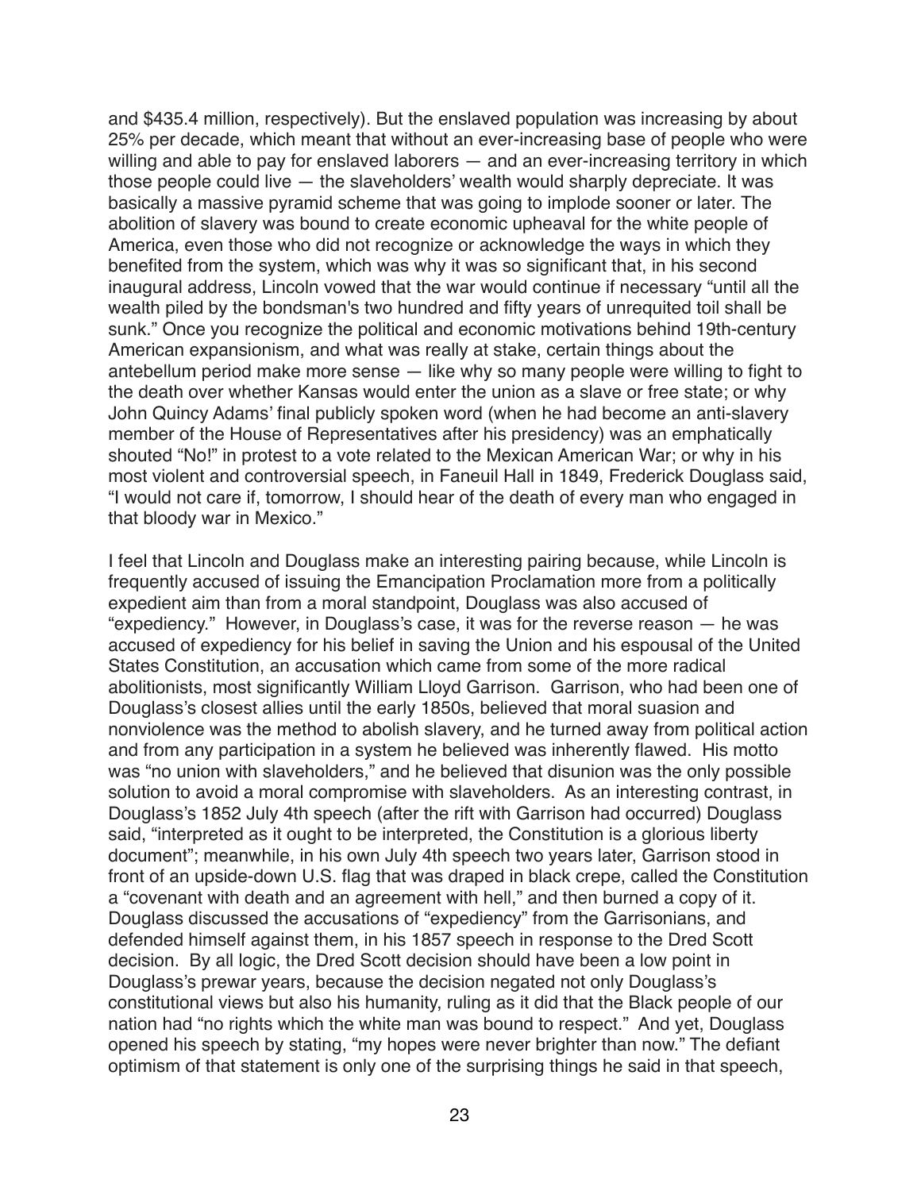and $435.4 million, respectively). But the enslaved population was increasing by about 25% per decade, which meant that without an ever-increasing base of people who were willing and able to pay for enslaved laborers — and an ever-increasing territory in which those people could live — the slaveholders' wealth would sharply depreciate. It was basically a massive pyramid scheme that was going to implode sooner or later. The abolition of slavery was bound to create economic upheaval for the white people of America, even those who did not recognize or acknowledge the ways in which they benefited from the system, which was why it was so significant that, in his second inaugural address, Lincoln vowed that the war would continue if necessary "until all the wealth piled by the bondsman's two hundred and fifty years of unrequited toil shall be sunk." Once you recognize the political and economic motivations behind 19th-century American expansionism, and what was really at stake, certain things about the antebellum period make more sense — like why so many people were willing to fight to the death over whether Kansas would enter the union as a slave or free state; or why John Quincy Adams' final publicly spoken word (when he had become an anti-slavery member of the House of Representatives after his presidency) was an emphatically shouted "No!" in protest to a vote related to the Mexican American War; or why in his most violent and controversial speech, in Faneuil Hall in 1849, Frederick Douglass said, "I would not care if, tomorrow, I should hear of the death of every man who engaged in that bloody war in Mexico."

I feel that Lincoln and Douglass make an interesting pairing because, while Lincoln is frequently accused of issuing the Emancipation Proclamation more from a politically expedient aim than from a moral standpoint, Douglass was also accused of "expediency." However, in Douglass's case, it was for the reverse reason — he was accused of expediency for his belief in saving the Union and his espousal of the United States Constitution, an accusation which came from some of the more radical abolitionists, most significantly William Lloyd Garrison. Garrison, who had been one of Douglass's closest allies until the early 1850s, believed that moral suasion and nonviolence was the method to abolish slavery, and he turned away from political action and from any participation in a system he believed was inherently flawed. His motto was "no union with slaveholders," and he believed that disunion was the only possible solution to avoid a moral compromise with slaveholders. As an interesting contrast, in Douglass's 1852 July 4th speech (after the rift with Garrison had occurred) Douglass said, "interpreted as it ought to be interpreted, the Constitution is a glorious liberty document"; meanwhile, in his own July 4th speech two years later, Garrison stood in front of an upside-down U.S. flag that was draped in black crepe, called the Constitution a "covenant with death and an agreement with hell," and then burned a copy of it. Douglass discussed the accusations of "expediency" from the Garrisonians, and defended himself against them, in his 1857 speech in response to the Dred Scott decision. By all logic, the Dred Scott decision should have been a low point in Douglass's prewar years, because the decision negated not only Douglass's constitutional views but also his humanity, ruling as it did that the Black people of our nation had "no rights which the white man was bound to respect." And yet, Douglass opened his speech by stating, "my hopes were never brighter than now." The defiant optimism of that statement is only one of the surprising things he said in that speech,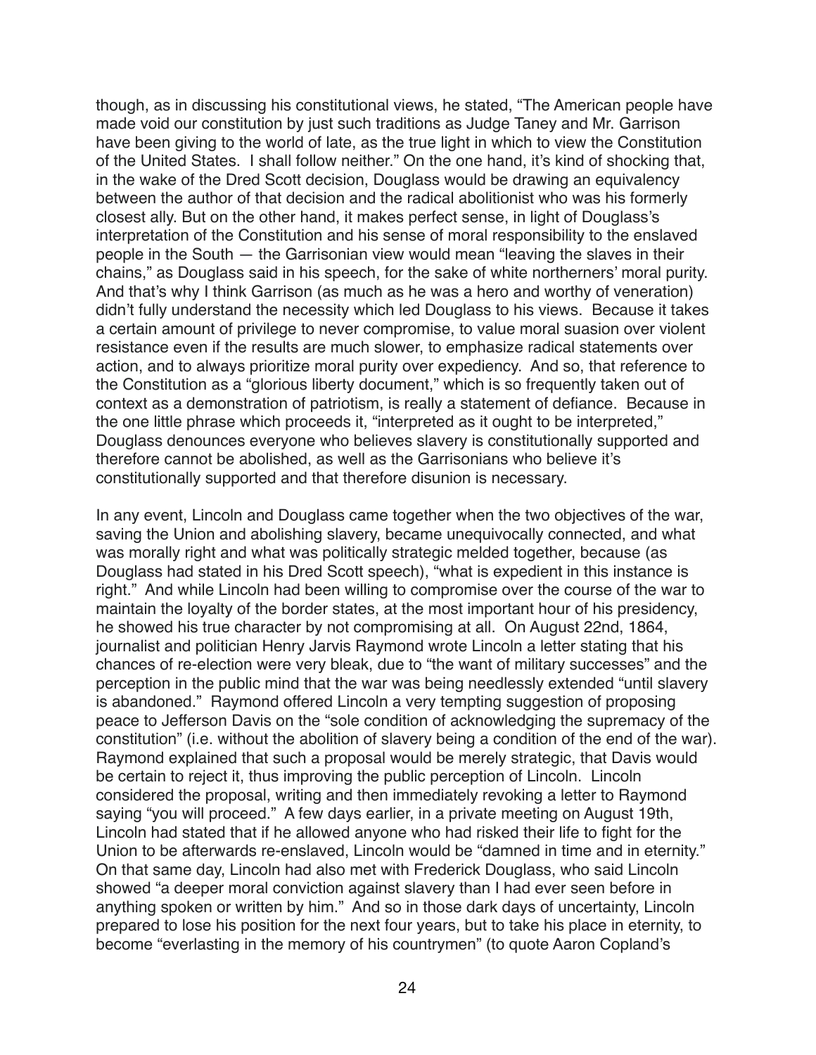though, as in discussing his constitutional views, he stated, "The American people have made void our constitution by just such traditions as Judge Taney and Mr. Garrison have been giving to the world of late, as the true light in which to view the Constitution of the United States. I shall follow neither." On the one hand, it's kind of shocking that, in the wake of the Dred Scott decision, Douglass would be drawing an equivalency between the author of that decision and the radical abolitionist who was his formerly closest ally. But on the other hand, it makes perfect sense, in light of Douglass's interpretation of the Constitution and his sense of moral responsibility to the enslaved people in the South — the Garrisonian view would mean "leaving the slaves in their chains," as Douglass said in his speech, for the sake of white northerners' moral purity. And that's why I think Garrison (as much as he was a hero and worthy of veneration) didn't fully understand the necessity which led Douglass to his views. Because it takes a certain amount of privilege to never compromise, to value moral suasion over violent resistance even if the results are much slower, to emphasize radical statements over action, and to always prioritize moral purity over expediency. And so, that reference to the Constitution as a "glorious liberty document," which is so frequently taken out of context as a demonstration of patriotism, is really a statement of defiance. Because in the one little phrase which proceeds it, "interpreted as it ought to be interpreted," Douglass denounces everyone who believes slavery is constitutionally supported and therefore cannot be abolished, as well as the Garrisonians who believe it's constitutionally supported and that therefore disunion is necessary.

In any event, Lincoln and Douglass came together when the two objectives of the war, saving the Union and abolishing slavery, became unequivocally connected, and what was morally right and what was politically strategic melded together, because (as Douglass had stated in his Dred Scott speech), "what is expedient in this instance is right." And while Lincoln had been willing to compromise over the course of the war to maintain the loyalty of the border states, at the most important hour of his presidency, he showed his true character by not compromising at all. On August 22nd, 1864, journalist and politician Henry Jarvis Raymond wrote Lincoln a letter stating that his chances of re-election were very bleak, due to "the want of military successes" and the perception in the public mind that the war was being needlessly extended "until slavery is abandoned." Raymond offered Lincoln a very tempting suggestion of proposing peace to Jefferson Davis on the "sole condition of acknowledging the supremacy of the constitution" (i.e. without the abolition of slavery being a condition of the end of the war). Raymond explained that such a proposal would be merely strategic, that Davis would be certain to reject it, thus improving the public perception of Lincoln. Lincoln considered the proposal, writing and then immediately revoking a letter to Raymond saying "you will proceed." A few days earlier, in a private meeting on August 19th, Lincoln had stated that if he allowed anyone who had risked their life to fight for the Union to be afterwards re-enslaved, Lincoln would be "damned in time and in eternity." On that same day, Lincoln had also met with Frederick Douglass, who said Lincoln showed "a deeper moral conviction against slavery than I had ever seen before in anything spoken or written by him." And so in those dark days of uncertainty, Lincoln prepared to lose his position for the next four years, but to take his place in eternity, to become "everlasting in the memory of his countrymen" (to quote Aaron Copland's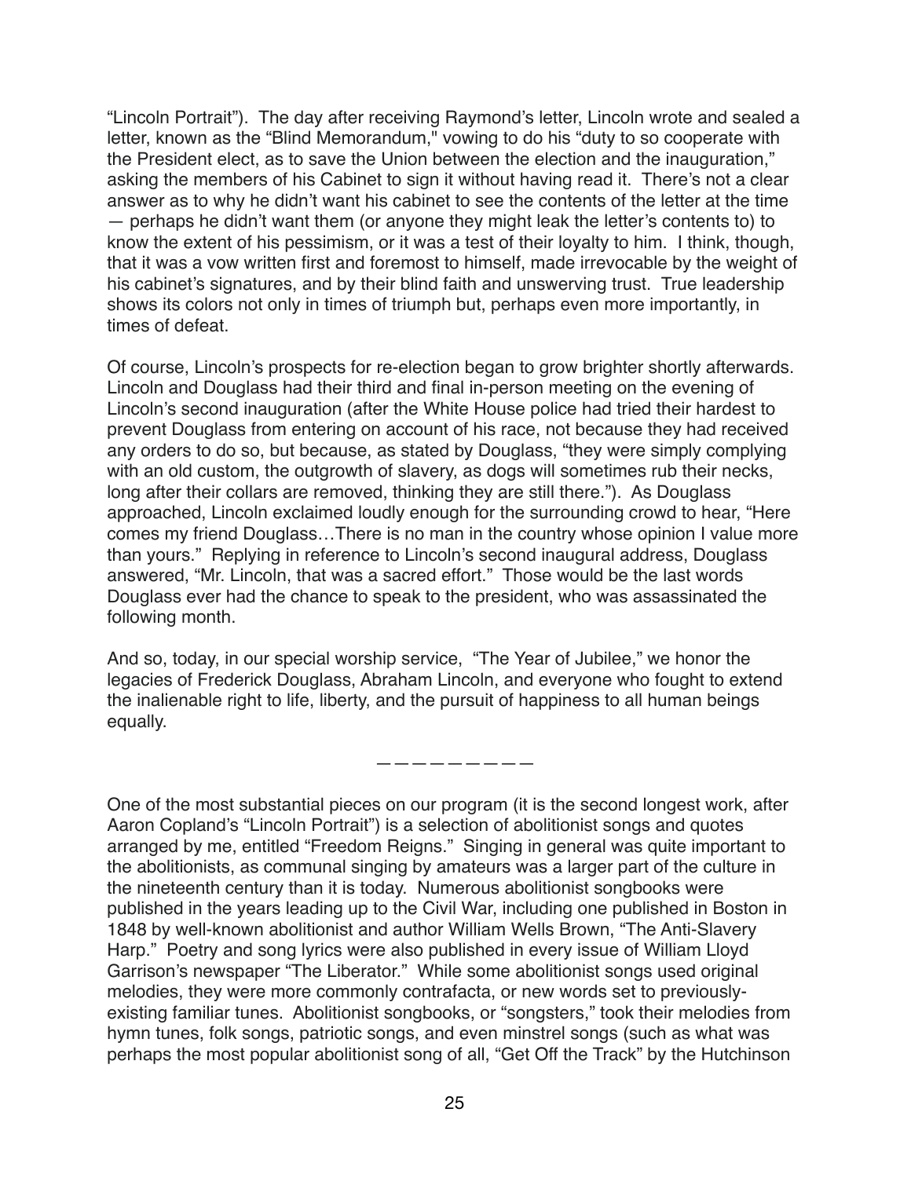"Lincoln Portrait"). The day after receiving Raymond's letter, Lincoln wrote and sealed a letter, known as the "Blind Memorandum," vowing to do his "duty to so cooperate with the President elect, as to save the Union between the election and the inauguration," asking the members of his Cabinet to sign it without having read it. There's not a clear answer as to why he didn't want his cabinet to see the contents of the letter at the time — perhaps he didn't want them (or anyone they might leak the letter's contents to) to know the extent of his pessimism, or it was a test of their loyalty to him. I think, though, that it was a vow written first and foremost to himself, made irrevocable by the weight of his cabinet's signatures, and by their blind faith and unswerving trust. True leadership shows its colors not only in times of triumph but, perhaps even more importantly, in times of defeat.

Of course, Lincoln's prospects for re-election began to grow brighter shortly afterwards. Lincoln and Douglass had their third and final in-person meeting on the evening of Lincoln's second inauguration (after the White House police had tried their hardest to prevent Douglass from entering on account of his race, not because they had received any orders to do so, but because, as stated by Douglass, "they were simply complying with an old custom, the outgrowth of slavery, as dogs will sometimes rub their necks, long after their collars are removed, thinking they are still there."). As Douglass approached, Lincoln exclaimed loudly enough for the surrounding crowd to hear, "Here comes my friend Douglass…There is no man in the country whose opinion I value more than yours." Replying in reference to Lincoln's second inaugural address, Douglass answered, "Mr. Lincoln, that was a sacred effort." Those would be the last words Douglass ever had the chance to speak to the president, who was assassinated the following month.

And so, today, in our special worship service, "The Year of Jubilee," we honor the legacies of Frederick Douglass, Abraham Lincoln, and everyone who fought to extend the inalienable right to life, liberty, and the pursuit of happiness to all human beings equally.

— — — — — — — — —

One of the most substantial pieces on our program (it is the second longest work, after Aaron Copland's "Lincoln Portrait") is a selection of abolitionist songs and quotes arranged by me, entitled "Freedom Reigns." Singing in general was quite important to the abolitionists, as communal singing by amateurs was a larger part of the culture in the nineteenth century than it is today. Numerous abolitionist songbooks were published in the years leading up to the Civil War, including one published in Boston in 1848 by well-known abolitionist and author William Wells Brown, "The Anti-Slavery Harp." Poetry and song lyrics were also published in every issue of William Lloyd Garrison's newspaper "The Liberator." While some abolitionist songs used original melodies, they were more commonly contrafacta, or new words set to previously-existing familiar tunes. Abolitionist songbooks, or "songsters," took their melodies from hymn tunes, folk songs, patriotic songs, and even minstrel songs (such as what was perhaps the most popular abolitionist song of all, "Get Off the Track" by the Hutchinson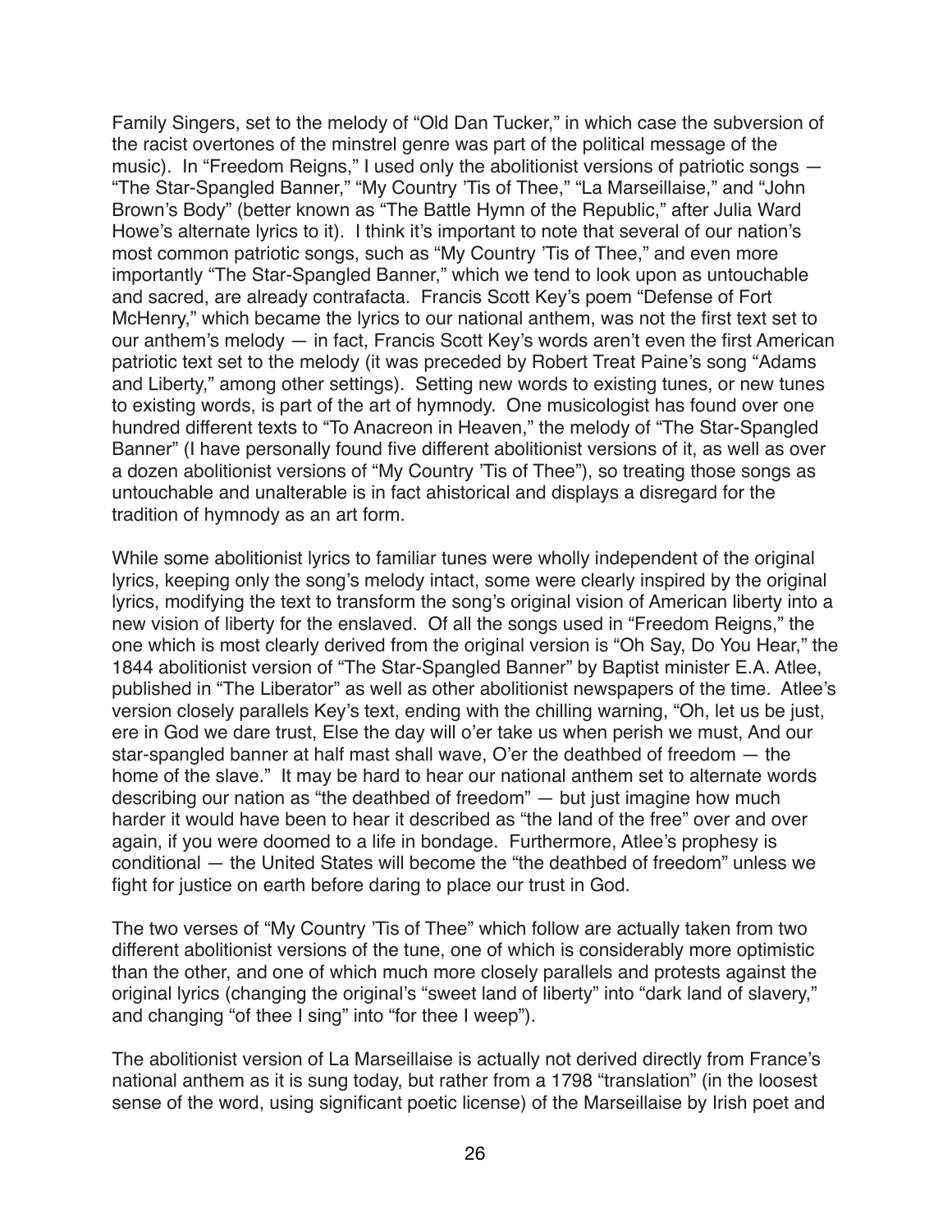Family Singers, set to the melody of "Old Dan Tucker," in which case the subversion of the racist overtones of the minstrel genre was part of the political message of the music). In "Freedom Reigns," I used only the abolitionist versions of patriotic songs — "The Star-Spangled Banner," "My Country 'Tis of Thee," "La Marseillaise," and "John Brown's Body" (better known as "The Battle Hymn of the Republic," after Julia Ward Howe's alternate lyrics to it). I think it's important to note that several of our nation's most common patriotic songs, such as "My Country 'Tis of Thee," and even more importantly "The Star-Spangled Banner," which we tend to look upon as untouchable and sacred, are already contrafacta. Francis Scott Key's poem "Defense of Fort McHenry," which became the lyrics to our national anthem, was not the first text set to our anthem's melody — in fact, Francis Scott Key's words aren't even the first American patriotic text set to the melody (it was preceded by Robert Treat Paine's song "Adams and Liberty," among other settings). Setting new words to existing tunes, or new tunes to existing words, is part of the art of hymnody. One musicologist has found over one hundred different texts to "To Anacreon in Heaven," the melody of "The Star-Spangled Banner" (I have personally found five different abolitionist versions of it, as well as over a dozen abolitionist versions of "My Country 'Tis of Thee"), so treating those songs as untouchable and unalterable is in fact ahistorical and displays a disregard for the tradition of hymnody as an art form.

While some abolitionist lyrics to familiar tunes were wholly independent of the original lyrics, keeping only the song's melody intact, some were clearly inspired by the original lyrics, modifying the text to transform the song's original vision of American liberty into a new vision of liberty for the enslaved. Of all the songs used in "Freedom Reigns," the one which is most clearly derived from the original version is "Oh Say, Do You Hear," the 1844 abolitionist version of "The Star-Spangled Banner" by Baptist minister E.A. Atlee, published in "The Liberator" as well as other abolitionist newspapers of the time. Atlee's version closely parallels Key's text, ending with the chilling warning, "Oh, let us be just, ere in God we dare trust, Else the day will o'er take us when perish we must, And our star-spangled banner at half mast shall wave, O'er the deathbed of freedom — the home of the slave." It may be hard to hear our national anthem set to alternate words describing our nation as "the deathbed of freedom" — but just imagine how much harder it would have been to hear it described as "the land of the free" over and over again, if you were doomed to a life in bondage. Furthermore, Atlee's prophesy is conditional — the United States will become the "the deathbed of freedom" unless we fight for justice on earth before daring to place our trust in God.

The two verses of "My Country 'Tis of Thee" which follow are actually taken from two different abolitionist versions of the tune, one of which is considerably more optimistic than the other, and one of which much more closely parallels and protests against the original lyrics (changing the original's "sweet land of liberty" into "dark land of slavery," and changing "of thee I sing" into "for thee I weep").

The abolitionist version of La Marseillaise is actually not derived directly from France's national anthem as it is sung today, but rather from a 1798 "translation" (in the loosest sense of the word, using significant poetic license) of the Marseillaise by Irish poet and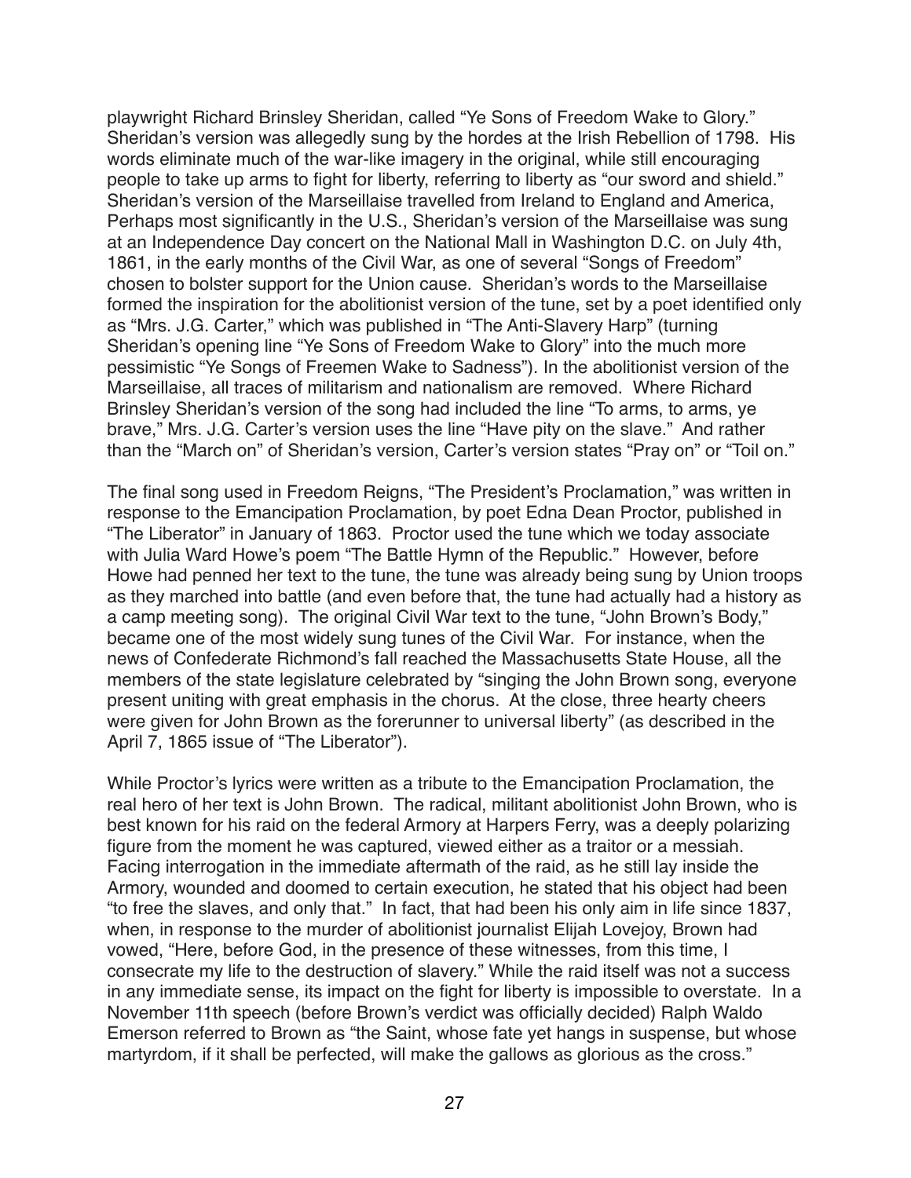playwright Richard Brinsley Sheridan, called "Ye Sons of Freedom Wake to Glory." Sheridan's version was allegedly sung by the hordes at the Irish Rebellion of 1798. His words eliminate much of the war-like imagery in the original, while still encouraging people to take up arms to fight for liberty, referring to liberty as "our sword and shield." Sheridan's version of the Marseillaise travelled from Ireland to England and America, Perhaps most significantly in the U.S., Sheridan's version of the Marseillaise was sung at an Independence Day concert on the National Mall in Washington D.C. on July 4th, 1861, in the early months of the Civil War, as one of several "Songs of Freedom" chosen to bolster support for the Union cause. Sheridan's words to the Marseillaise formed the inspiration for the abolitionist version of the tune, set by a poet identified only as "Mrs. J.G. Carter," which was published in "The Anti-Slavery Harp" (turning Sheridan's opening line "Ye Sons of Freedom Wake to Glory" into the much more pessimistic "Ye Songs of Freemen Wake to Sadness"). In the abolitionist version of the Marseillaise, all traces of militarism and nationalism are removed. Where Richard Brinsley Sheridan's version of the song had included the line "To arms, to arms, ye brave," Mrs. J.G. Carter's version uses the line "Have pity on the slave." And rather than the "March on" of Sheridan's version, Carter's version states "Pray on" or "Toil on."

The final song used in Freedom Reigns, "The President's Proclamation," was written in response to the Emancipation Proclamation, by poet Edna Dean Proctor, published in "The Liberator" in January of 1863. Proctor used the tune which we today associate with Julia Ward Howe's poem "The Battle Hymn of the Republic." However, before Howe had penned her text to the tune, the tune was already being sung by Union troops as they marched into battle (and even before that, the tune had actually had a history as a camp meeting song). The original Civil War text to the tune, "John Brown's Body," became one of the most widely sung tunes of the Civil War. For instance, when the news of Confederate Richmond's fall reached the Massachusetts State House, all the members of the state legislature celebrated by "singing the John Brown song, everyone present uniting with great emphasis in the chorus. At the close, three hearty cheers were given for John Brown as the forerunner to universal liberty" (as described in the April 7, 1865 issue of "The Liberator").

While Proctor's lyrics were written as a tribute to the Emancipation Proclamation, the real hero of her text is John Brown. The radical, militant abolitionist John Brown, who is best known for his raid on the federal Armory at Harpers Ferry, was a deeply polarizing figure from the moment he was captured, viewed either as a traitor or a messiah. Facing interrogation in the immediate aftermath of the raid, as he still lay inside the Armory, wounded and doomed to certain execution, he stated that his object had been "to free the slaves, and only that." In fact, that had been his only aim in life since 1837, when, in response to the murder of abolitionist journalist Elijah Lovejoy, Brown had vowed, "Here, before God, in the presence of these witnesses, from this time, I consecrate my life to the destruction of slavery." While the raid itself was not a success in any immediate sense, its impact on the fight for liberty is impossible to overstate. In a November 11th speech (before Brown's verdict was officially decided) Ralph Waldo Emerson referred to Brown as "the Saint, whose fate yet hangs in suspense, but whose martyrdom, if it shall be perfected, will make the gallows as glorious as the cross."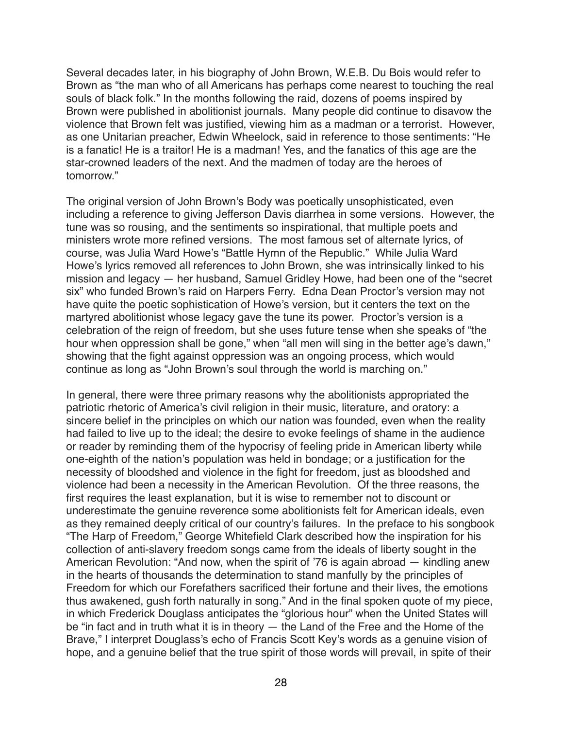Several decades later, in his biography of John Brown, W.E.B. Du Bois would refer to Brown as "the man who of all Americans has perhaps come nearest to touching the real souls of black folk." In the months following the raid, dozens of poems inspired by Brown were published in abolitionist journals. Many people did continue to disavow the violence that Brown felt was justified, viewing him as a madman or a terrorist. However, as one Unitarian preacher, Edwin Wheelock, said in reference to those sentiments: "He is a fanatic! He is a traitor! He is a madman! Yes, and the fanatics of this age are the star-crowned leaders of the next. And the madmen of today are the heroes of tomorrow."

The original version of John Brown's Body was poetically unsophisticated, even including a reference to giving Jefferson Davis diarrhea in some versions. However, the tune was so rousing, and the sentiments so inspirational, that multiple poets and ministers wrote more refined versions. The most famous set of alternate lyrics, of course, was Julia Ward Howe's "Battle Hymn of the Republic." While Julia Ward Howe's lyrics removed all references to John Brown, she was intrinsically linked to his mission and legacy — her husband, Samuel Gridley Howe, had been one of the "secret six" who funded Brown's raid on Harpers Ferry. Edna Dean Proctor's version may not have quite the poetic sophistication of Howe's version, but it centers the text on the martyred abolitionist whose legacy gave the tune its power. Proctor's version is a celebration of the reign of freedom, but she uses future tense when she speaks of "the hour when oppression shall be gone," when "all men will sing in the better age's dawn," showing that the fight against oppression was an ongoing process, which would continue as long as "John Brown's soul through the world is marching on."

In general, there were three primary reasons why the abolitionists appropriated the patriotic rhetoric of America's civil religion in their music, literature, and oratory: a sincere belief in the principles on which our nation was founded, even when the reality had failed to live up to the ideal; the desire to evoke feelings of shame in the audience or reader by reminding them of the hypocrisy of feeling pride in American liberty while one-eighth of the nation's population was held in bondage; or a justification for the necessity of bloodshed and violence in the fight for freedom, just as bloodshed and violence had been a necessity in the American Revolution. Of the three reasons, the first requires the least explanation, but it is wise to remember not to discount or underestimate the genuine reverence some abolitionists felt for American ideals, even as they remained deeply critical of our country's failures. In the preface to his songbook "The Harp of Freedom," George Whitefield Clark described how the inspiration for his collection of anti-slavery freedom songs came from the ideals of liberty sought in the American Revolution: "And now, when the spirit of '76 is again abroad — kindling anew in the hearts of thousands the determination to stand manfully by the principles of Freedom for which our Forefathers sacrificed their fortune and their lives, the emotions thus awakened, gush forth naturally in song." And in the final spoken quote of my piece, in which Frederick Douglass anticipates the "glorious hour" when the United States will be "in fact and in truth what it is in theory — the Land of the Free and the Home of the Brave," I interpret Douglass's echo of Francis Scott Key's words as a genuine vision of hope, and a genuine belief that the true spirit of those words will prevail, in spite of their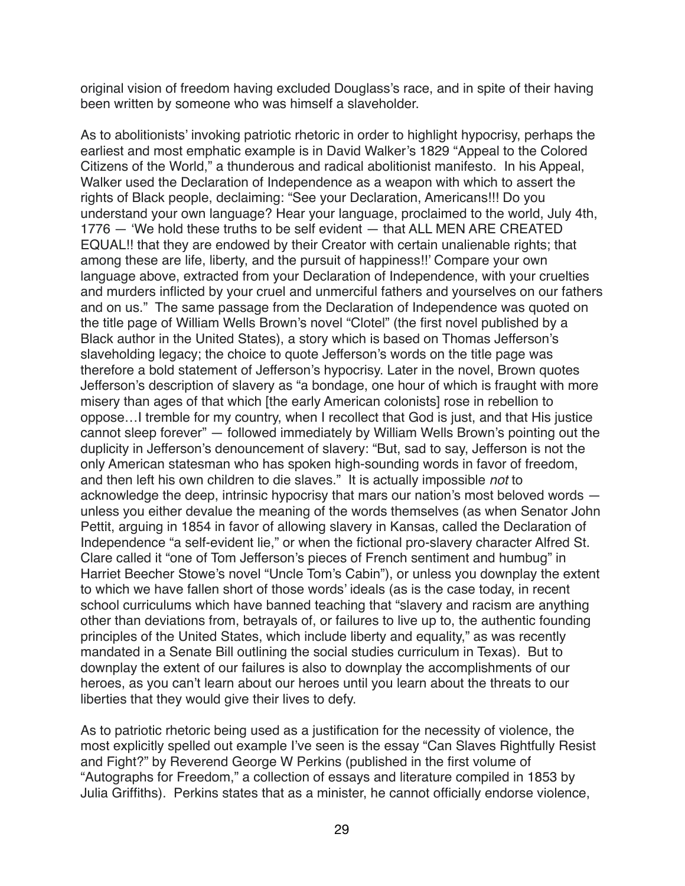original vision of freedom having excluded Douglass's race, and in spite of their having been written by someone who was himself a slaveholder.

As to abolitionists' invoking patriotic rhetoric in order to highlight hypocrisy, perhaps the earliest and most emphatic example is in David Walker's 1829 "Appeal to the Colored Citizens of the World," a thunderous and radical abolitionist manifesto. In his Appeal, Walker used the Declaration of Independence as a weapon with which to assert the rights of Black people, declaiming: "See your Declaration, Americans!!! Do you understand your own language? Hear your language, proclaimed to the world, July 4th, 1776 — 'We hold these truths to be self evident — that ALL MEN ARE CREATED EQUAL!! that they are endowed by their Creator with certain unalienable rights; that among these are life, liberty, and the pursuit of happiness!!' Compare your own language above, extracted from your Declaration of Independence, with your cruelties and murders inflicted by your cruel and unmerciful fathers and yourselves on our fathers and on us." The same passage from the Declaration of Independence was quoted on the title page of William Wells Brown's novel "Clotel" (the first novel published by a Black author in the United States), a story which is based on Thomas Jefferson's slaveholding legacy; the choice to quote Jefferson's words on the title page was therefore a bold statement of Jefferson's hypocrisy. Later in the novel, Brown quotes Jefferson's description of slavery as "a bondage, one hour of which is fraught with more misery than ages of that which [the early American colonists] rose in rebellion to oppose…I tremble for my country, when I recollect that God is just, and that His justice cannot sleep forever" — followed immediately by William Wells Brown's pointing out the duplicity in Jefferson's denouncement of slavery: "But, sad to say, Jefferson is not the only American statesman who has spoken high-sounding words in favor of freedom, and then left his own children to die slaves." It is actually impossible *not* to acknowledge the deep, intrinsic hypocrisy that mars our nation's most beloved words — unless you either devalue the meaning of the words themselves (as when Senator John Pettit, arguing in 1854 in favor of allowing slavery in Kansas, called the Declaration of Independence "a self-evident lie," or when the fictional pro-slavery character Alfred St. Clare called it "one of Tom Jefferson's pieces of French sentiment and humbug" in Harriet Beecher Stowe's novel "Uncle Tom's Cabin"), or unless you downplay the extent to which we have fallen short of those words' ideals (as is the case today, in recent school curriculums which have banned teaching that "slavery and racism are anything other than deviations from, betrayals of, or failures to live up to, the authentic founding principles of the United States, which include liberty and equality," as was recently mandated in a Senate Bill outlining the social studies curriculum in Texas). But to downplay the extent of our failures is also to downplay the accomplishments of our heroes, as you can't learn about our heroes until you learn about the threats to our liberties that they would give their lives to defy.

As to patriotic rhetoric being used as a justification for the necessity of violence, the most explicitly spelled out example I've seen is the essay "Can Slaves Rightfully Resist and Fight?" by Reverend George W Perkins (published in the first volume of "Autographs for Freedom," a collection of essays and literature compiled in 1853 by Julia Griffiths). Perkins states that as a minister, he cannot officially endorse violence,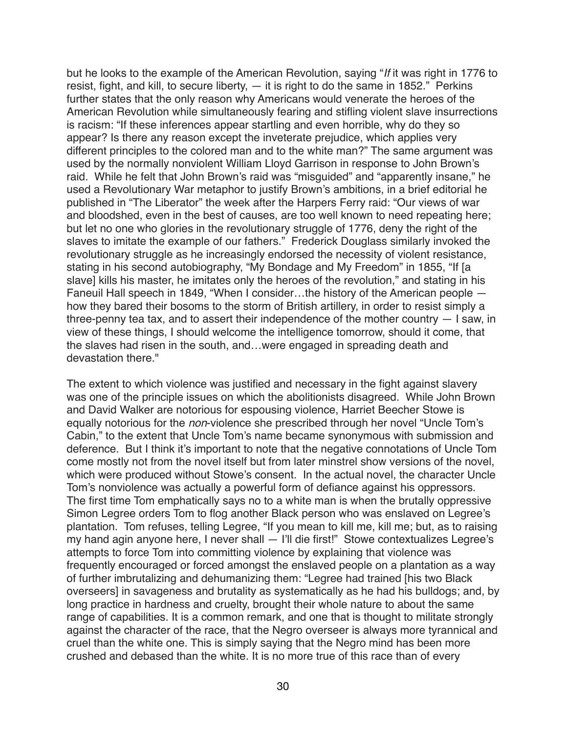but he looks to the example of the American Revolution, saying "*If* it was right in 1776 to resist, fight, and kill, to secure liberty, — it is right to do the same in 1852." Perkins further states that the only reason why Americans would venerate the heroes of the American Revolution while simultaneously fearing and stifling violent slave insurrections is racism: "If these inferences appear startling and even horrible, why do they so appear? Is there any reason except the inveterate prejudice, which applies very different principles to the colored man and to the white man?" The same argument was used by the normally nonviolent William Lloyd Garrison in response to John Brown's raid. While he felt that John Brown's raid was "misguided" and "apparently insane," he used a Revolutionary War metaphor to justify Brown's ambitions, in a brief editorial he published in "The Liberator" the week after the Harpers Ferry raid: "Our views of war and bloodshed, even in the best of causes, are too well known to need repeating here; but let no one who glories in the revolutionary struggle of 1776, deny the right of the slaves to imitate the example of our fathers." Frederick Douglass similarly invoked the revolutionary struggle as he increasingly endorsed the necessity of violent resistance, stating in his second autobiography, "My Bondage and My Freedom" in 1855, "If [a slave] kills his master, he imitates only the heroes of the revolution," and stating in his Faneuil Hall speech in 1849, "When I consider…the history of the American people — how they bared their bosoms to the storm of British artillery, in order to resist simply a three-penny tea tax, and to assert their independence of the mother country — I saw, in view of these things, I should welcome the intelligence tomorrow, should it come, that the slaves had risen in the south, and…were engaged in spreading death and devastation there."

The extent to which violence was justified and necessary in the fight against slavery was one of the principle issues on which the abolitionists disagreed. While John Brown and David Walker are notorious for espousing violence, Harriet Beecher Stowe is equally notorious for the *non*-violence she prescribed through her novel "Uncle Tom's Cabin," to the extent that Uncle Tom's name became synonymous with submission and deference. But I think it's important to note that the negative connotations of Uncle Tom come mostly not from the novel itself but from later minstrel show versions of the novel, which were produced without Stowe's consent. In the actual novel, the character Uncle Tom's nonviolence was actually a powerful form of defiance against his oppressors. The first time Tom emphatically says no to a white man is when the brutally oppressive Simon Legree orders Tom to flog another Black person who was enslaved on Legree's plantation. Tom refuses, telling Legree, "If you mean to kill me, kill me; but, as to raising my hand agin anyone here, I never shall — I'll die first!" Stowe contextualizes Legree's attempts to force Tom into committing violence by explaining that violence was frequently encouraged or forced amongst the enslaved people on a plantation as a way of further imbrutalizing and dehumanizing them: "Legree had trained [his two Black overseers] in savageness and brutality as systematically as he had his bulldogs; and, by long practice in hardness and cruelty, brought their whole nature to about the same range of capabilities. It is a common remark, and one that is thought to militate strongly against the character of the race, that the Negro overseer is always more tyrannical and cruel than the white one. This is simply saying that the Negro mind has been more crushed and debased than the white. It is no more true of this race than of every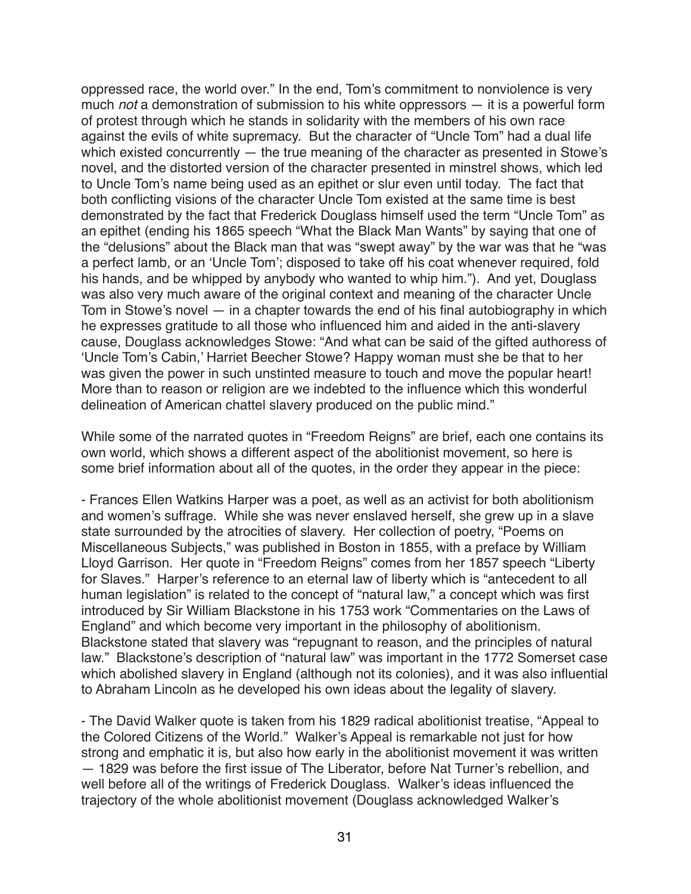oppressed race, the world over." In the end, Tom's commitment to nonviolence is very much *not* a demonstration of submission to his white oppressors — it is a powerful form of protest through which he stands in solidarity with the members of his own race against the evils of white supremacy. But the character of "Uncle Tom" had a dual life which existed concurrently — the true meaning of the character as presented in Stowe's novel, and the distorted version of the character presented in minstrel shows, which led to Uncle Tom's name being used as an epithet or slur even until today. The fact that both conflicting visions of the character Uncle Tom existed at the same time is best demonstrated by the fact that Frederick Douglass himself used the term "Uncle Tom" as an epithet (ending his 1865 speech "What the Black Man Wants" by saying that one of the "delusions" about the Black man that was "swept away" by the war was that he "was a perfect lamb, or an 'Uncle Tom'; disposed to take off his coat whenever required, fold his hands, and be whipped by anybody who wanted to whip him."). And yet, Douglass was also very much aware of the original context and meaning of the character Uncle Tom in Stowe's novel — in a chapter towards the end of his final autobiography in which he expresses gratitude to all those who influenced him and aided in the anti-slavery cause, Douglass acknowledges Stowe: "And what can be said of the gifted authoress of 'Uncle Tom's Cabin,' Harriet Beecher Stowe? Happy woman must she be that to her was given the power in such unstinted measure to touch and move the popular heart! More than to reason or religion are we indebted to the influence which this wonderful delineation of American chattel slavery produced on the public mind."

While some of the narrated quotes in "Freedom Reigns" are brief, each one contains its own world, which shows a different aspect of the abolitionist movement, so here is some brief information about all of the quotes, in the order they appear in the piece:

- Frances Ellen Watkins Harper was a poet, as well as an activist for both abolitionism and women's suffrage. While she was never enslaved herself, she grew up in a slave state surrounded by the atrocities of slavery. Her collection of poetry, "Poems on Miscellaneous Subjects," was published in Boston in 1855, with a preface by William Lloyd Garrison. Her quote in "Freedom Reigns" comes from her 1857 speech "Liberty for Slaves." Harper's reference to an eternal law of liberty which is "antecedent to all human legislation" is related to the concept of "natural law," a concept which was first introduced by Sir William Blackstone in his 1753 work "Commentaries on the Laws of England" and which become very important in the philosophy of abolitionism. Blackstone stated that slavery was "repugnant to reason, and the principles of natural law." Blackstone's description of "natural law" was important in the 1772 Somerset case which abolished slavery in England (although not its colonies), and it was also influential to Abraham Lincoln as he developed his own ideas about the legality of slavery.

- The David Walker quote is taken from his 1829 radical abolitionist treatise, "Appeal to the Colored Citizens of the World." Walker's Appeal is remarkable not just for how strong and emphatic it is, but also how early in the abolitionist movement it was written — 1829 was before the first issue of The Liberator, before Nat Turner's rebellion, and well before all of the writings of Frederick Douglass. Walker's ideas influenced the trajectory of the whole abolitionist movement (Douglass acknowledged Walker's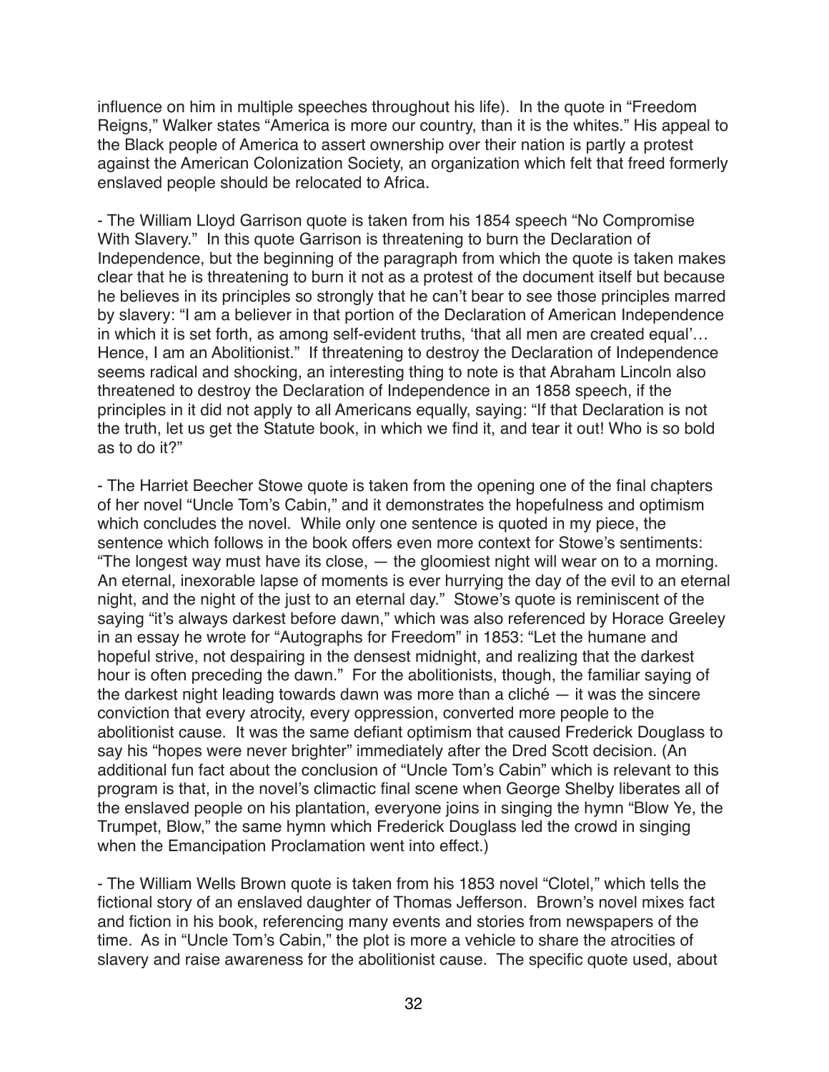influence on him in multiple speeches throughout his life). In the quote in "Freedom Reigns," Walker states "America is more our country, than it is the whites." His appeal to the Black people of America to assert ownership over their nation is partly a protest against the American Colonization Society, an organization which felt that freed formerly enslaved people should be relocated to Africa.

- The William Lloyd Garrison quote is taken from his 1854 speech "No Compromise With Slavery." In this quote Garrison is threatening to burn the Declaration of Independence, but the beginning of the paragraph from which the quote is taken makes clear that he is threatening to burn it not as a protest of the document itself but because he believes in its principles so strongly that he can't bear to see those principles marred by slavery: "I am a believer in that portion of the Declaration of American Independence in which it is set forth, as among self-evident truths, 'that all men are created equal'… Hence, I am an Abolitionist." If threatening to destroy the Declaration of Independence seems radical and shocking, an interesting thing to note is that Abraham Lincoln also threatened to destroy the Declaration of Independence in an 1858 speech, if the principles in it did not apply to all Americans equally, saying: "If that Declaration is not the truth, let us get the Statute book, in which we find it, and tear it out! Who is so bold as to do it?"

- The Harriet Beecher Stowe quote is taken from the opening one of the final chapters of her novel "Uncle Tom's Cabin," and it demonstrates the hopefulness and optimism which concludes the novel. While only one sentence is quoted in my piece, the sentence which follows in the book offers even more context for Stowe's sentiments: "The longest way must have its close, — the gloomiest night will wear on to a morning. An eternal, inexorable lapse of moments is ever hurrying the day of the evil to an eternal night, and the night of the just to an eternal day." Stowe's quote is reminiscent of the saying "it's always darkest before dawn," which was also referenced by Horace Greeley in an essay he wrote for "Autographs for Freedom" in 1853: "Let the humane and hopeful strive, not despairing in the densest midnight, and realizing that the darkest hour is often preceding the dawn." For the abolitionists, though, the familiar saying of the darkest night leading towards dawn was more than a cliché — it was the sincere conviction that every atrocity, every oppression, converted more people to the abolitionist cause. It was the same defiant optimism that caused Frederick Douglass to say his "hopes were never brighter" immediately after the Dred Scott decision. (An additional fun fact about the conclusion of "Uncle Tom's Cabin" which is relevant to this program is that, in the novel's climactic final scene when George Shelby liberates all of the enslaved people on his plantation, everyone joins in singing the hymn "Blow Ye, the Trumpet, Blow," the same hymn which Frederick Douglass led the crowd in singing when the Emancipation Proclamation went into effect.)

- The William Wells Brown quote is taken from his 1853 novel "Clotel," which tells the fictional story of an enslaved daughter of Thomas Jefferson. Brown's novel mixes fact and fiction in his book, referencing many events and stories from newspapers of the time. As in "Uncle Tom's Cabin," the plot is more a vehicle to share the atrocities of slavery and raise awareness for the abolitionist cause. The specific quote used, about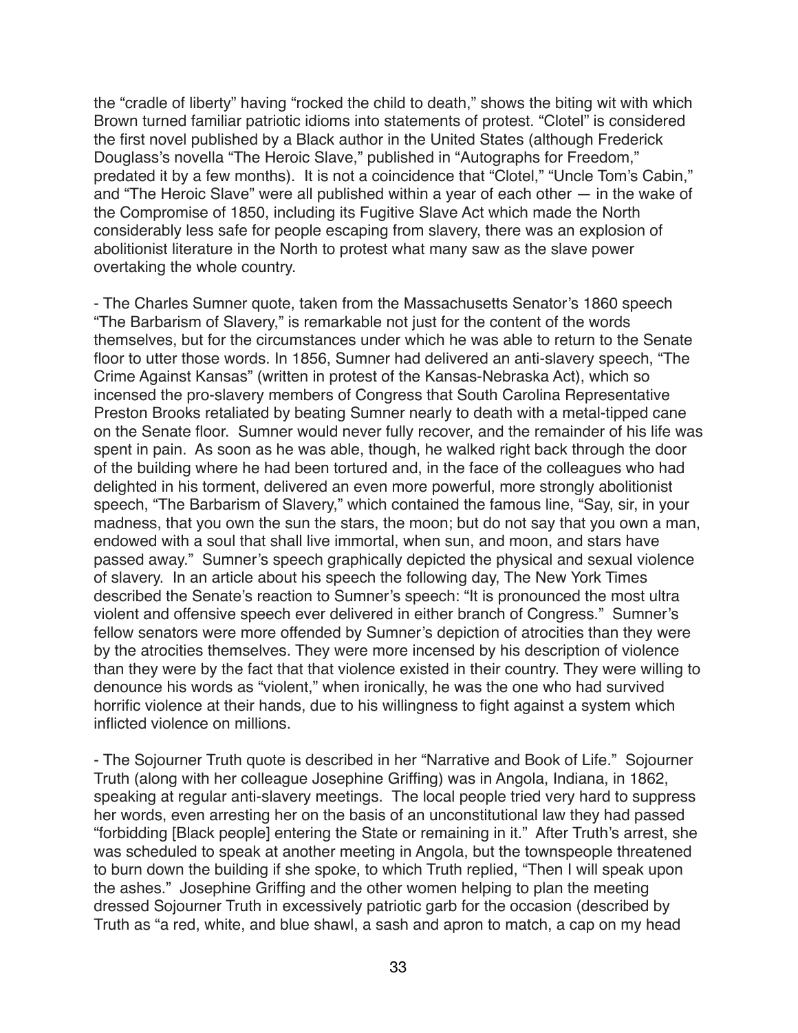the "cradle of liberty" having "rocked the child to death," shows the biting wit with which Brown turned familiar patriotic idioms into statements of protest. "Clotel" is considered the first novel published by a Black author in the United States (although Frederick Douglass's novella "The Heroic Slave," published in "Autographs for Freedom," predated it by a few months). It is not a coincidence that "Clotel," "Uncle Tom's Cabin," and "The Heroic Slave" were all published within a year of each other — in the wake of the Compromise of 1850, including its Fugitive Slave Act which made the North considerably less safe for people escaping from slavery, there was an explosion of abolitionist literature in the North to protest what many saw as the slave power overtaking the whole country.

- The Charles Sumner quote, taken from the Massachusetts Senator's 1860 speech "The Barbarism of Slavery," is remarkable not just for the content of the words themselves, but for the circumstances under which he was able to return to the Senate floor to utter those words. In 1856, Sumner had delivered an anti-slavery speech, "The Crime Against Kansas" (written in protest of the Kansas-Nebraska Act), which so incensed the pro-slavery members of Congress that South Carolina Representative Preston Brooks retaliated by beating Sumner nearly to death with a metal-tipped cane on the Senate floor. Sumner would never fully recover, and the remainder of his life was spent in pain. As soon as he was able, though, he walked right back through the door of the building where he had been tortured and, in the face of the colleagues who had delighted in his torment, delivered an even more powerful, more strongly abolitionist speech, "The Barbarism of Slavery," which contained the famous line, "Say, sir, in your madness, that you own the sun the stars, the moon; but do not say that you own a man, endowed with a soul that shall live immortal, when sun, and moon, and stars have passed away." Sumner's speech graphically depicted the physical and sexual violence of slavery. In an article about his speech the following day, The New York Times described the Senate's reaction to Sumner's speech: "It is pronounced the most ultra violent and offensive speech ever delivered in either branch of Congress." Sumner's fellow senators were more offended by Sumner's depiction of atrocities than they were by the atrocities themselves. They were more incensed by his description of violence than they were by the fact that that violence existed in their country. They were willing to denounce his words as "violent," when ironically, he was the one who had survived horrific violence at their hands, due to his willingness to fight against a system which inflicted violence on millions.

- The Sojourner Truth quote is described in her "Narrative and Book of Life." Sojourner Truth (along with her colleague Josephine Griffing) was in Angola, Indiana, in 1862, speaking at regular anti-slavery meetings. The local people tried very hard to suppress her words, even arresting her on the basis of an unconstitutional law they had passed "forbidding [Black people] entering the State or remaining in it." After Truth's arrest, she was scheduled to speak at another meeting in Angola, but the townspeople threatened to burn down the building if she spoke, to which Truth replied, "Then I will speak upon the ashes." Josephine Griffing and the other women helping to plan the meeting dressed Sojourner Truth in excessively patriotic garb for the occasion (described by Truth as "a red, white, and blue shawl, a sash and apron to match, a cap on my head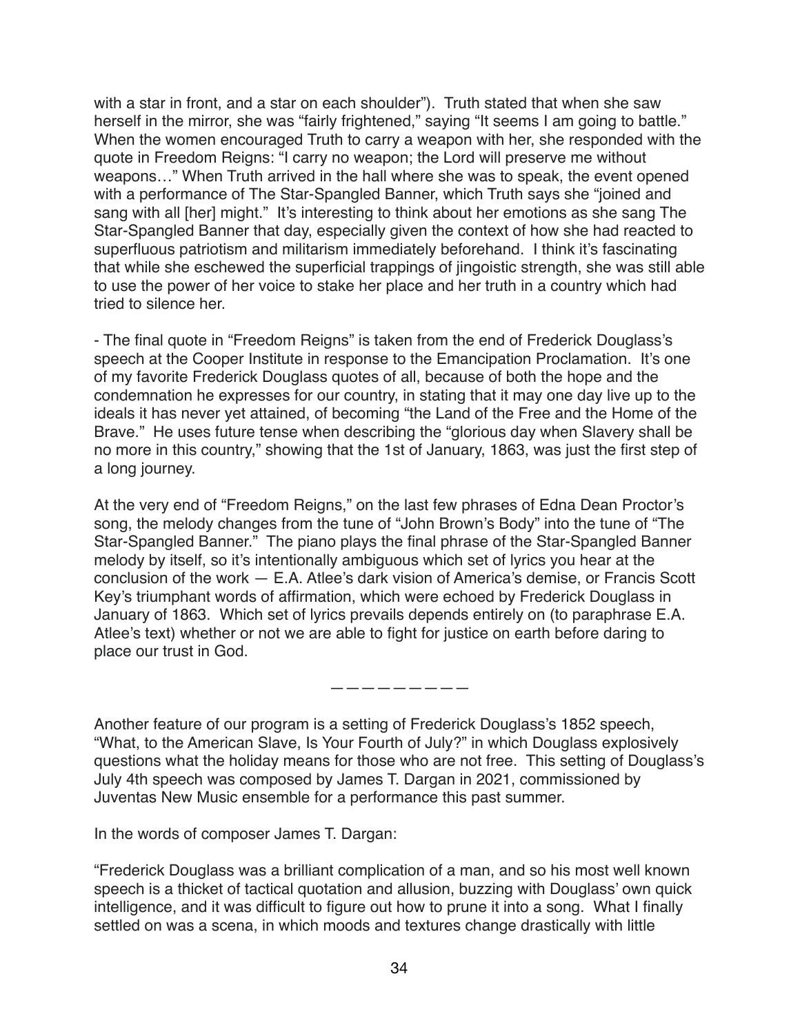with a star in front, and a star on each shoulder"). Truth stated that when she saw herself in the mirror, she was "fairly frightened," saying "It seems I am going to battle." When the women encouraged Truth to carry a weapon with her, she responded with the quote in Freedom Reigns: "I carry no weapon; the Lord will preserve me without weapons…" When Truth arrived in the hall where she was to speak, the event opened with a performance of The Star-Spangled Banner, which Truth says she "joined and sang with all [her] might." It's interesting to think about her emotions as she sang The Star-Spangled Banner that day, especially given the context of how she had reacted to superfluous patriotism and militarism immediately beforehand. I think it's fascinating that while she eschewed the superficial trappings of jingoistic strength, she was still able to use the power of her voice to stake her place and her truth in a country which had tried to silence her.

- The final quote in "Freedom Reigns" is taken from the end of Frederick Douglass's speech at the Cooper Institute in response to the Emancipation Proclamation. It's one of my favorite Frederick Douglass quotes of all, because of both the hope and the condemnation he expresses for our country, in stating that it may one day live up to the ideals it has never yet attained, of becoming "the Land of the Free and the Home of the Brave." He uses future tense when describing the "glorious day when Slavery shall be no more in this country," showing that the 1st of January, 1863, was just the first step of a long journey.

At the very end of "Freedom Reigns," on the last few phrases of Edna Dean Proctor's song, the melody changes from the tune of "John Brown's Body" into the tune of "The Star-Spangled Banner." The piano plays the final phrase of the Star-Spangled Banner melody by itself, so it's intentionally ambiguous which set of lyrics you hear at the conclusion of the work — E.A. Atlee's dark vision of America's demise, or Francis Scott Key's triumphant words of affirmation, which were echoed by Frederick Douglass in January of 1863. Which set of lyrics prevails depends entirely on (to paraphrase E.A. Atlee's text) whether or not we are able to fight for justice on earth before daring to place our trust in God.

—————————

Another feature of our program is a setting of Frederick Douglass's 1852 speech, "What, to the American Slave, Is Your Fourth of July?" in which Douglass explosively questions what the holiday means for those who are not free. This setting of Douglass's July 4th speech was composed by James T. Dargan in 2021, commissioned by Juventas New Music ensemble for a performance this past summer.

In the words of composer James T. Dargan:

"Frederick Douglass was a brilliant complication of a man, and so his most well known speech is a thicket of tactical quotation and allusion, buzzing with Douglass' own quick intelligence, and it was difficult to figure out how to prune it into a song. What I finally settled on was a scena, in which moods and textures change drastically with little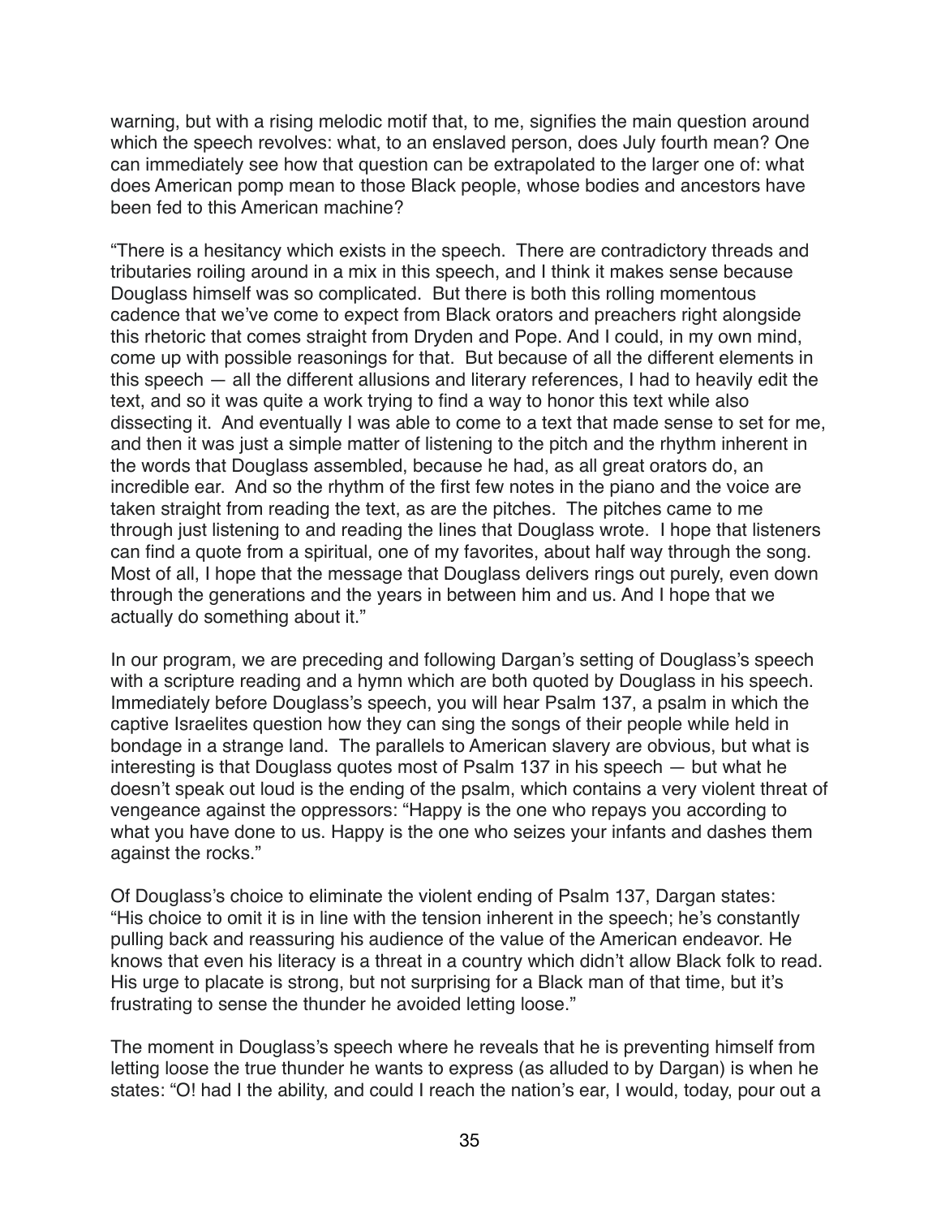warning, but with a rising melodic motif that, to me, signifies the main question around which the speech revolves: what, to an enslaved person, does July fourth mean? One can immediately see how that question can be extrapolated to the larger one of: what does American pomp mean to those Black people, whose bodies and ancestors have been fed to this American machine?

"There is a hesitancy which exists in the speech. There are contradictory threads and tributaries roiling around in a mix in this speech, and I think it makes sense because Douglass himself was so complicated. But there is both this rolling momentous cadence that we've come to expect from Black orators and preachers right alongside this rhetoric that comes straight from Dryden and Pope. And I could, in my own mind, come up with possible reasonings for that. But because of all the different elements in this speech — all the different allusions and literary references, I had to heavily edit the text, and so it was quite a work trying to find a way to honor this text while also dissecting it. And eventually I was able to come to a text that made sense to set for me, and then it was just a simple matter of listening to the pitch and the rhythm inherent in the words that Douglass assembled, because he had, as all great orators do, an incredible ear. And so the rhythm of the first few notes in the piano and the voice are taken straight from reading the text, as are the pitches. The pitches came to me through just listening to and reading the lines that Douglass wrote. I hope that listeners can find a quote from a spiritual, one of my favorites, about half way through the song. Most of all, I hope that the message that Douglass delivers rings out purely, even down through the generations and the years in between him and us. And I hope that we actually do something about it."

In our program, we are preceding and following Dargan's setting of Douglass's speech with a scripture reading and a hymn which are both quoted by Douglass in his speech. Immediately before Douglass's speech, you will hear Psalm 137, a psalm in which the captive Israelites question how they can sing the songs of their people while held in bondage in a strange land. The parallels to American slavery are obvious, but what is interesting is that Douglass quotes most of Psalm 137 in his speech — but what he doesn't speak out loud is the ending of the psalm, which contains a very violent threat of vengeance against the oppressors: "Happy is the one who repays you according to what you have done to us. Happy is the one who seizes your infants and dashes them against the rocks."

Of Douglass's choice to eliminate the violent ending of Psalm 137, Dargan states: "His choice to omit it is in line with the tension inherent in the speech; he's constantly pulling back and reassuring his audience of the value of the American endeavor. He knows that even his literacy is a threat in a country which didn't allow Black folk to read. His urge to placate is strong, but not surprising for a Black man of that time, but it's frustrating to sense the thunder he avoided letting loose."

The moment in Douglass's speech where he reveals that he is preventing himself from letting loose the true thunder he wants to express (as alluded to by Dargan) is when he states: "O! had I the ability, and could I reach the nation's ear, I would, today, pour out a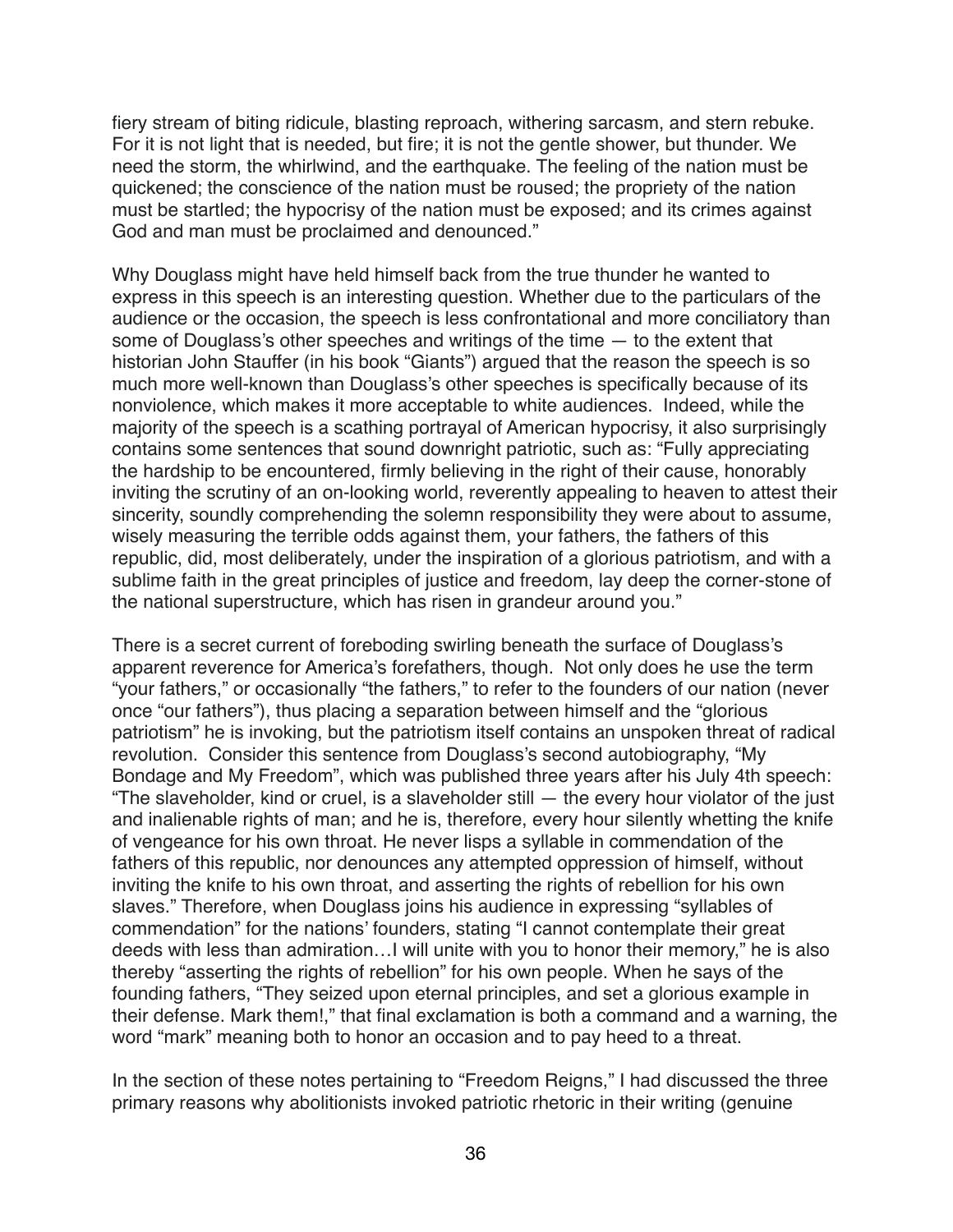fiery stream of biting ridicule, blasting reproach, withering sarcasm, and stern rebuke. For it is not light that is needed, but fire; it is not the gentle shower, but thunder. We need the storm, the whirlwind, and the earthquake. The feeling of the nation must be quickened; the conscience of the nation must be roused; the propriety of the nation must be startled; the hypocrisy of the nation must be exposed; and its crimes against God and man must be proclaimed and denounced."

Why Douglass might have held himself back from the true thunder he wanted to express in this speech is an interesting question. Whether due to the particulars of the audience or the occasion, the speech is less confrontational and more conciliatory than some of Douglass's other speeches and writings of the time — to the extent that historian John Stauffer (in his book "Giants") argued that the reason the speech is so much more well-known than Douglass's other speeches is specifically because of its nonviolence, which makes it more acceptable to white audiences. Indeed, while the majority of the speech is a scathing portrayal of American hypocrisy, it also surprisingly contains some sentences that sound downright patriotic, such as: "Fully appreciating the hardship to be encountered, firmly believing in the right of their cause, honorably inviting the scrutiny of an on-looking world, reverently appealing to heaven to attest their sincerity, soundly comprehending the solemn responsibility they were about to assume, wisely measuring the terrible odds against them, your fathers, the fathers of this republic, did, most deliberately, under the inspiration of a glorious patriotism, and with a sublime faith in the great principles of justice and freedom, lay deep the corner-stone of the national superstructure, which has risen in grandeur around you."

There is a secret current of foreboding swirling beneath the surface of Douglass's apparent reverence for America's forefathers, though. Not only does he use the term "your fathers," or occasionally "the fathers," to refer to the founders of our nation (never once "our fathers"), thus placing a separation between himself and the "glorious patriotism" he is invoking, but the patriotism itself contains an unspoken threat of radical revolution. Consider this sentence from Douglass's second autobiography, "My Bondage and My Freedom", which was published three years after his July 4th speech: "The slaveholder, kind or cruel, is a slaveholder still — the every hour violator of the just and inalienable rights of man; and he is, therefore, every hour silently whetting the knife of vengeance for his own throat. He never lisps a syllable in commendation of the fathers of this republic, nor denounces any attempted oppression of himself, without inviting the knife to his own throat, and asserting the rights of rebellion for his own slaves." Therefore, when Douglass joins his audience in expressing "syllables of commendation" for the nations' founders, stating "I cannot contemplate their great deeds with less than admiration…I will unite with you to honor their memory," he is also thereby "asserting the rights of rebellion" for his own people. When he says of the founding fathers, "They seized upon eternal principles, and set a glorious example in their defense. Mark them!," that final exclamation is both a command and a warning, the word "mark" meaning both to honor an occasion and to pay heed to a threat.

In the section of these notes pertaining to "Freedom Reigns," I had discussed the three primary reasons why abolitionists invoked patriotic rhetoric in their writing (genuine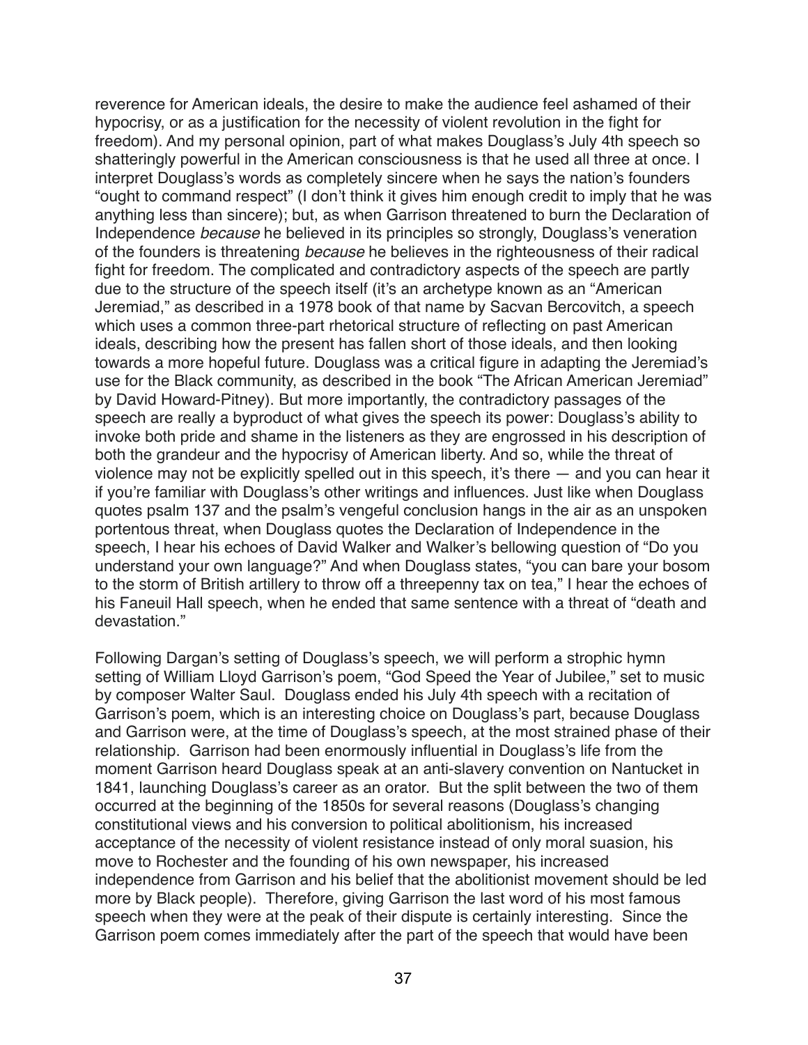reverence for American ideals, the desire to make the audience feel ashamed of their hypocrisy, or as a justification for the necessity of violent revolution in the fight for freedom). And my personal opinion, part of what makes Douglass's July 4th speech so shatteringly powerful in the American consciousness is that he used all three at once. I interpret Douglass's words as completely sincere when he says the nation's founders "ought to command respect" (I don't think it gives him enough credit to imply that he was anything less than sincere); but, as when Garrison threatened to burn the Declaration of Independence *because* he believed in its principles so strongly, Douglass's veneration of the founders is threatening *because* he believes in the righteousness of their radical fight for freedom. The complicated and contradictory aspects of the speech are partly due to the structure of the speech itself (it's an archetype known as an "American Jeremiad," as described in a 1978 book of that name by Sacvan Bercovitch, a speech which uses a common three-part rhetorical structure of reflecting on past American ideals, describing how the present has fallen short of those ideals, and then looking towards a more hopeful future. Douglass was a critical figure in adapting the Jeremiad's use for the Black community, as described in the book "The African American Jeremiad" by David Howard-Pitney). But more importantly, the contradictory passages of the speech are really a byproduct of what gives the speech its power: Douglass's ability to invoke both pride and shame in the listeners as they are engrossed in his description of both the grandeur and the hypocrisy of American liberty. And so, while the threat of violence may not be explicitly spelled out in this speech, it's there — and you can hear it if you're familiar with Douglass's other writings and influences. Just like when Douglass quotes psalm 137 and the psalm's vengeful conclusion hangs in the air as an unspoken portentous threat, when Douglass quotes the Declaration of Independence in the speech, I hear his echoes of David Walker and Walker's bellowing question of "Do you understand your own language?" And when Douglass states, "you can bare your bosom to the storm of British artillery to throw off a threepenny tax on tea," I hear the echoes of his Faneuil Hall speech, when he ended that same sentence with a threat of "death and devastation."

Following Dargan's setting of Douglass's speech, we will perform a strophic hymn setting of William Lloyd Garrison's poem, "God Speed the Year of Jubilee," set to music by composer Walter Saul. Douglass ended his July 4th speech with a recitation of Garrison's poem, which is an interesting choice on Douglass's part, because Douglass and Garrison were, at the time of Douglass's speech, at the most strained phase of their relationship. Garrison had been enormously influential in Douglass's life from the moment Garrison heard Douglass speak at an anti-slavery convention on Nantucket in 1841, launching Douglass's career as an orator. But the split between the two of them occurred at the beginning of the 1850s for several reasons (Douglass's changing constitutional views and his conversion to political abolitionism, his increased acceptance of the necessity of violent resistance instead of only moral suasion, his move to Rochester and the founding of his own newspaper, his increased independence from Garrison and his belief that the abolitionist movement should be led more by Black people). Therefore, giving Garrison the last word of his most famous speech when they were at the peak of their dispute is certainly interesting. Since the Garrison poem comes immediately after the part of the speech that would have been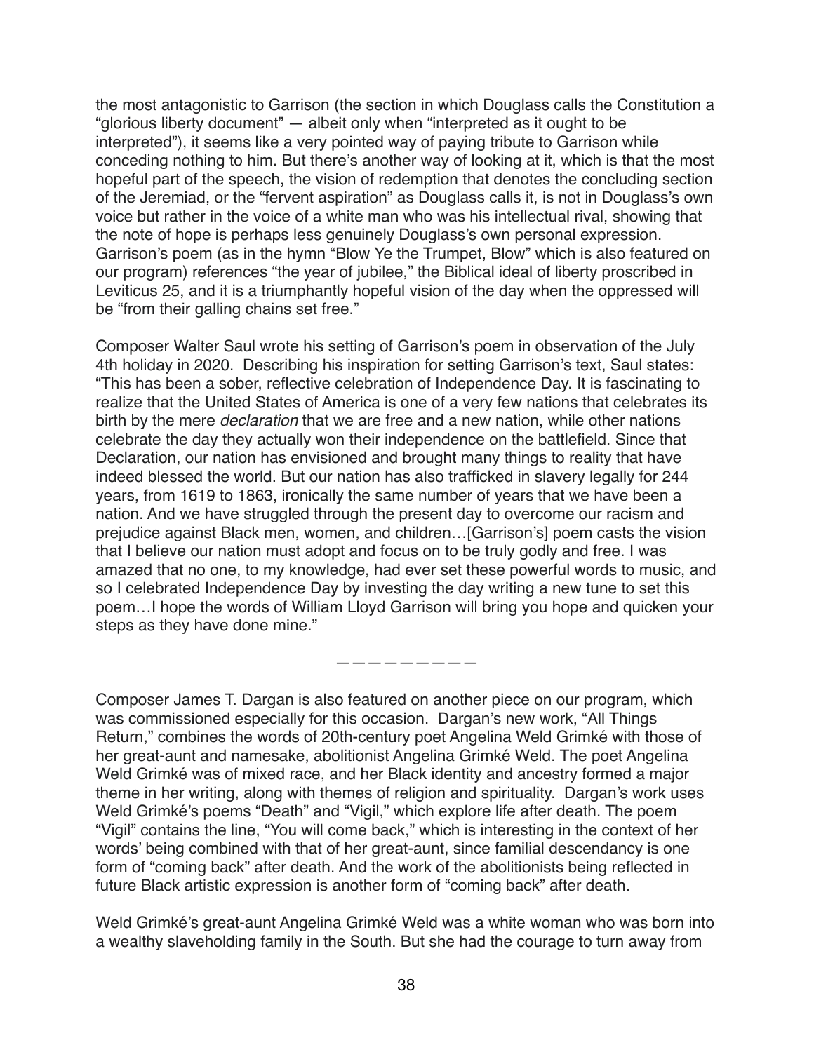the most antagonistic to Garrison (the section in which Douglass calls the Constitution a "glorious liberty document" — albeit only when "interpreted as it ought to be interpreted"), it seems like a very pointed way of paying tribute to Garrison while conceding nothing to him. But there's another way of looking at it, which is that the most hopeful part of the speech, the vision of redemption that denotes the concluding section of the Jeremiad, or the "fervent aspiration" as Douglass calls it, is not in Douglass's own voice but rather in the voice of a white man who was his intellectual rival, showing that the note of hope is perhaps less genuinely Douglass's own personal expression. Garrison's poem (as in the hymn "Blow Ye the Trumpet, Blow" which is also featured on our program) references "the year of jubilee," the Biblical ideal of liberty proscribed in Leviticus 25, and it is a triumphantly hopeful vision of the day when the oppressed will be "from their galling chains set free."

Composer Walter Saul wrote his setting of Garrison's poem in observation of the July 4th holiday in 2020. Describing his inspiration for setting Garrison's text, Saul states: "This has been a sober, reflective celebration of Independence Day. It is fascinating to realize that the United States of America is one of a very few nations that celebrates its birth by the mere *declaration* that we are free and a new nation, while other nations celebrate the day they actually won their independence on the battlefield. Since that Declaration, our nation has envisioned and brought many things to reality that have indeed blessed the world. But our nation has also trafficked in slavery legally for 244 years, from 1619 to 1863, ironically the same number of years that we have been a nation. And we have struggled through the present day to overcome our racism and prejudice against Black men, women, and children…[Garrison's] poem casts the vision that I believe our nation must adopt and focus on to be truly godly and free. I was amazed that no one, to my knowledge, had ever set these powerful words to music, and so I celebrated Independence Day by investing the day writing a new tune to set this poem…I hope the words of William Lloyd Garrison will bring you hope and quicken your steps as they have done mine."

— — — — — — — — —

Composer James T. Dargan is also featured on another piece on our program, which was commissioned especially for this occasion. Dargan's new work, "All Things Return," combines the words of 20th-century poet Angelina Weld Grimké with those of her great-aunt and namesake, abolitionist Angelina Grimké Weld. The poet Angelina Weld Grimké was of mixed race, and her Black identity and ancestry formed a major theme in her writing, along with themes of religion and spirituality. Dargan's work uses Weld Grimké's poems "Death" and "Vigil," which explore life after death. The poem "Vigil" contains the line, "You will come back," which is interesting in the context of her words' being combined with that of her great-aunt, since familial descendancy is one form of "coming back" after death. And the work of the abolitionists being reflected in future Black artistic expression is another form of "coming back" after death.

Weld Grimké's great-aunt Angelina Grimké Weld was a white woman who was born into a wealthy slaveholding family in the South. But she had the courage to turn away from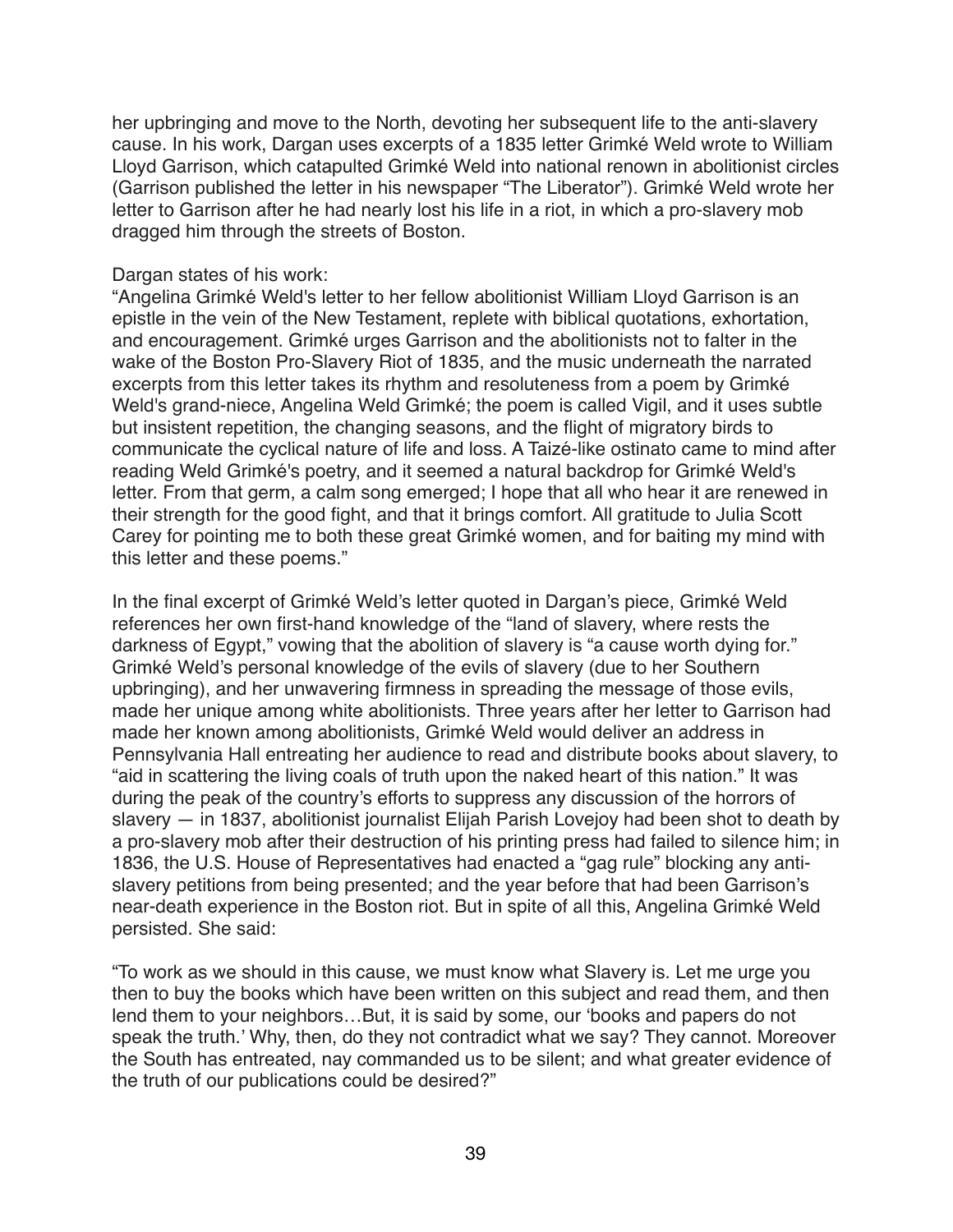her upbringing and move to the North, devoting her subsequent life to the anti-slavery cause. In his work, Dargan uses excerpts of a 1835 letter Grimké Weld wrote to William Lloyd Garrison, which catapulted Grimké Weld into national renown in abolitionist circles (Garrison published the letter in his newspaper "The Liberator"). Grimké Weld wrote her letter to Garrison after he had nearly lost his life in a riot, in which a pro-slavery mob dragged him through the streets of Boston.

Dargan states of his work:
"Angelina Grimké Weld's letter to her fellow abolitionist William Lloyd Garrison is an epistle in the vein of the New Testament, replete with biblical quotations, exhortation, and encouragement. Grimké urges Garrison and the abolitionists not to falter in the wake of the Boston Pro-Slavery Riot of 1835, and the music underneath the narrated excerpts from this letter takes its rhythm and resoluteness from a poem by Grimké Weld's grand-niece, Angelina Weld Grimké; the poem is called Vigil, and it uses subtle but insistent repetition, the changing seasons, and the flight of migratory birds to communicate the cyclical nature of life and loss. A Taizé-like ostinato came to mind after reading Weld Grimké's poetry, and it seemed a natural backdrop for Grimké Weld's letter. From that germ, a calm song emerged; I hope that all who hear it are renewed in their strength for the good fight, and that it brings comfort. All gratitude to Julia Scott Carey for pointing me to both these great Grimké women, and for baiting my mind with this letter and these poems."

In the final excerpt of Grimké Weld's letter quoted in Dargan's piece, Grimké Weld references her own first-hand knowledge of the "land of slavery, where rests the darkness of Egypt," vowing that the abolition of slavery is "a cause worth dying for." Grimké Weld's personal knowledge of the evils of slavery (due to her Southern upbringing), and her unwavering firmness in spreading the message of those evils, made her unique among white abolitionists. Three years after her letter to Garrison had made her known among abolitionists, Grimké Weld would deliver an address in Pennsylvania Hall entreating her audience to read and distribute books about slavery, to "aid in scattering the living coals of truth upon the naked heart of this nation." It was during the peak of the country's efforts to suppress any discussion of the horrors of slavery — in 1837, abolitionist journalist Elijah Parish Lovejoy had been shot to death by a pro-slavery mob after their destruction of his printing press had failed to silence him; in 1836, the U.S. House of Representatives had enacted a "gag rule" blocking any anti-slavery petitions from being presented; and the year before that had been Garrison's near-death experience in the Boston riot. But in spite of all this, Angelina Grimké Weld persisted. She said:

"To work as we should in this cause, we must know what Slavery is. Let me urge you then to buy the books which have been written on this subject and read them, and then lend them to your neighbors…But, it is said by some, our 'books and papers do not speak the truth.' Why, then, do they not contradict what we say? They cannot. Moreover the South has entreated, nay commanded us to be silent; and what greater evidence of the truth of our publications could be desired?"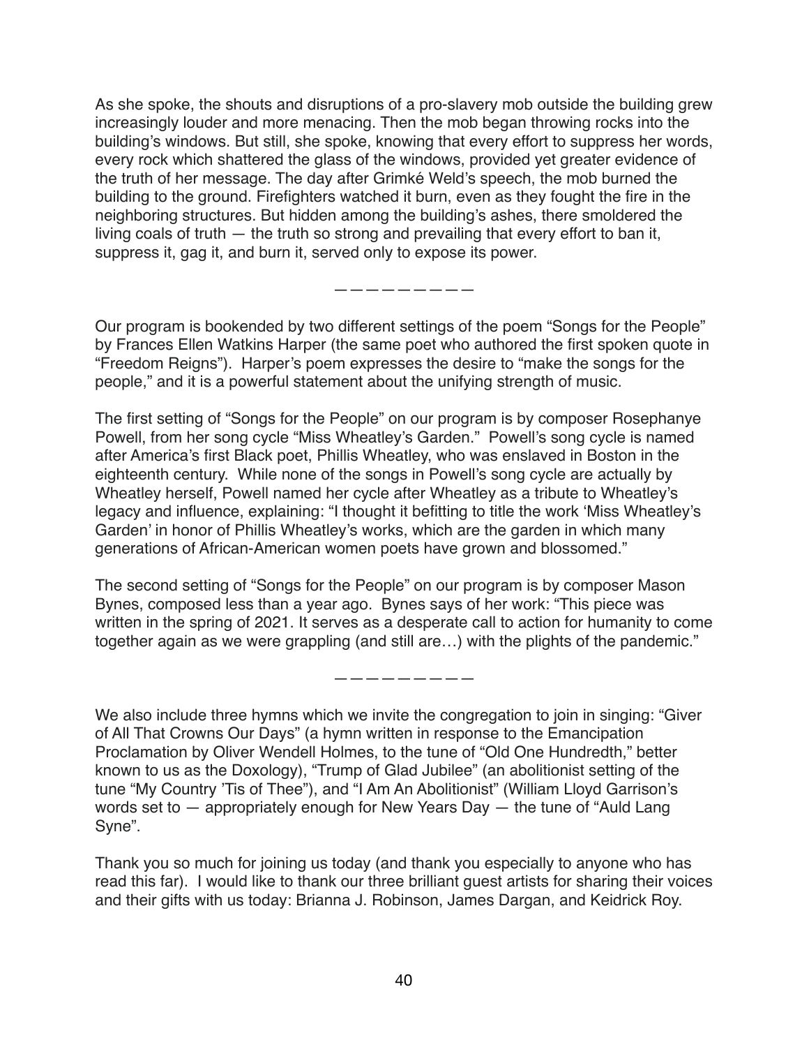As she spoke, the shouts and disruptions of a pro-slavery mob outside the building grew increasingly louder and more menacing. Then the mob began throwing rocks into the building's windows. But still, she spoke, knowing that every effort to suppress her words, every rock which shattered the glass of the windows, provided yet greater evidence of the truth of her message. The day after Grimké Weld's speech, the mob burned the building to the ground. Firefighters watched it burn, even as they fought the fire in the neighboring structures. But hidden among the building's ashes, there smoldered the living coals of truth — the truth so strong and prevailing that every effort to ban it, suppress it, gag it, and burn it, served only to expose its power.

— — — — — — — — — —

Our program is bookended by two different settings of the poem "Songs for the People" by Frances Ellen Watkins Harper (the same poet who authored the first spoken quote in "Freedom Reigns"). Harper's poem expresses the desire to "make the songs for the people," and it is a powerful statement about the unifying strength of music.

The first setting of "Songs for the People" on our program is by composer Rosephanye Powell, from her song cycle "Miss Wheatley's Garden." Powell's song cycle is named after America's first Black poet, Phillis Wheatley, who was enslaved in Boston in the eighteenth century. While none of the songs in Powell's song cycle are actually by Wheatley herself, Powell named her cycle after Wheatley as a tribute to Wheatley's legacy and influence, explaining: "I thought it befitting to title the work 'Miss Wheatley's Garden' in honor of Phillis Wheatley's works, which are the garden in which many generations of African-American women poets have grown and blossomed."

The second setting of "Songs for the People" on our program is by composer Mason Bynes, composed less than a year ago. Bynes says of her work: "This piece was written in the spring of 2021. It serves as a desperate call to action for humanity to come together again as we were grappling (and still are…) with the plights of the pandemic."

— — — — — — — — — —

We also include three hymns which we invite the congregation to join in singing: "Giver of All That Crowns Our Days" (a hymn written in response to the Emancipation Proclamation by Oliver Wendell Holmes, to the tune of "Old One Hundredth," better known to us as the Doxology), "Trump of Glad Jubilee" (an abolitionist setting of the tune "My Country 'Tis of Thee"), and "I Am An Abolitionist" (William Lloyd Garrison's words set to — appropriately enough for New Years Day — the tune of "Auld Lang Syne".

Thank you so much for joining us today (and thank you especially to anyone who has read this far). I would like to thank our three brilliant guest artists for sharing their voices and their gifts with us today: Brianna J. Robinson, James Dargan, and Keidrick Roy.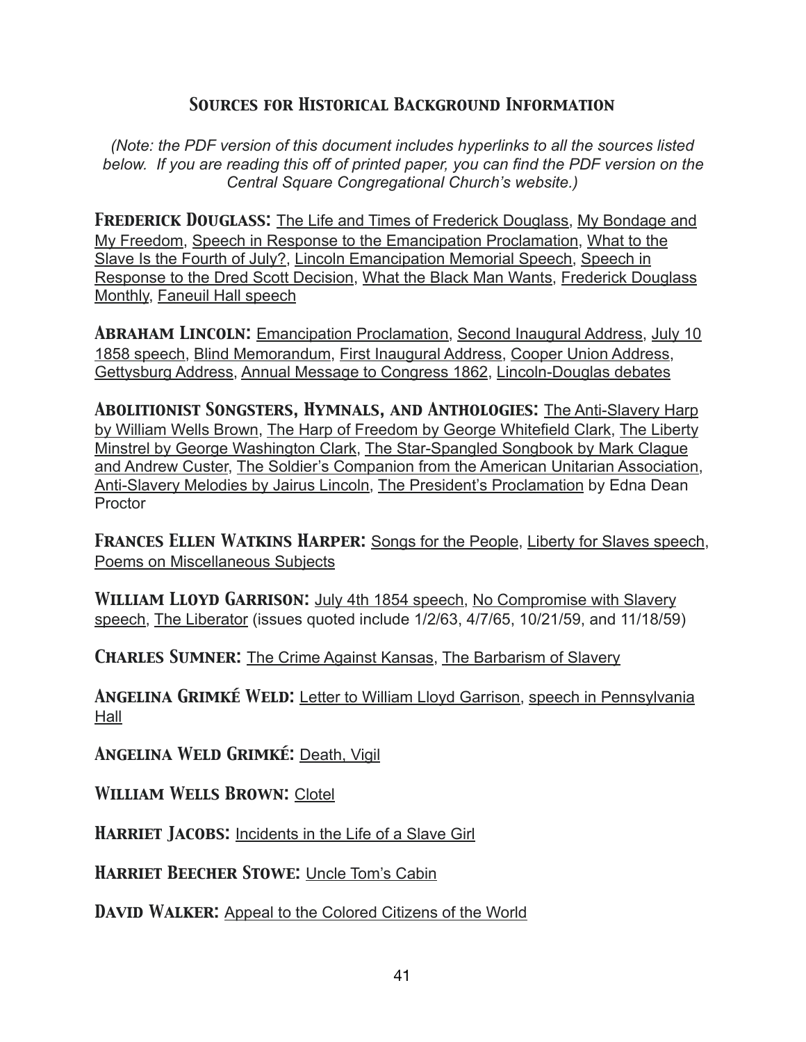## Sources for Historical Background Information

*(Note: the PDF version of this document includes hyperlinks to all the sources listed below. If you are reading this off of printed paper, you can find the PDF version on the Central Square Congregational Church's website.)*

**Frederick Douglass:** The Life and Times of Frederick Douglass, My Bondage and My Freedom, Speech in Response to the Emancipation Proclamation, What to the Slave Is the Fourth of July?, Lincoln Emancipation Memorial Speech, Speech in Response to the Dred Scott Decision, What the Black Man Wants, Frederick Douglass Monthly, Faneuil Hall speech

**Abraham Lincoln:** Emancipation Proclamation, Second Inaugural Address, July 10 1858 speech, Blind Memorandum, First Inaugural Address, Cooper Union Address, Gettysburg Address, Annual Message to Congress 1862, Lincoln-Douglas debates

**Abolitionist Songsters, Hymnals, and Anthologies:** The Anti-Slavery Harp by William Wells Brown, The Harp of Freedom by George Whitefield Clark, The Liberty Minstrel by George Washington Clark, The Star-Spangled Songbook by Mark Clague and Andrew Custer, The Soldier's Companion from the American Unitarian Association, Anti-Slavery Melodies by Jairus Lincoln, The President's Proclamation by Edna Dean Proctor

**Frances Ellen Watkins Harper:** Songs for the People, Liberty for Slaves speech, Poems on Miscellaneous Subjects

**William Lloyd Garrison:** July 4th 1854 speech, No Compromise with Slavery speech, The Liberator (issues quoted include 1/2/63, 4/7/65, 10/21/59, and 11/18/59)

**Charles Sumner:** The Crime Against Kansas, The Barbarism of Slavery

**Angelina Grimké Weld:** Letter to William Lloyd Garrison, speech in Pennsylvania Hall

**Angelina Weld Grimké:** Death, Vigil

**William Wells Brown:** Clotel

**Harriet Jacobs:** Incidents in the Life of a Slave Girl

**Harriet Beecher Stowe:** Uncle Tom's Cabin

**David Walker:** Appeal to the Colored Citizens of the World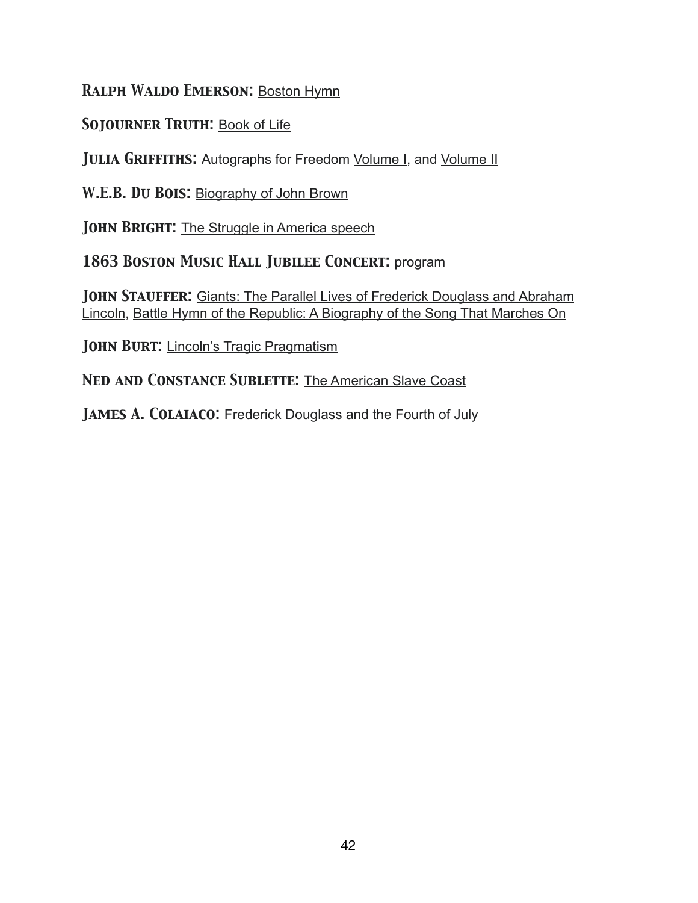**Ralph Waldo Emerson:** Boston Hymn

**Sojourner Truth:** Book of Life

**Julia Griffiths:** Autographs for Freedom Volume I, and Volume II

**W.E.B. Du Bois:** Biography of John Brown

**John Bright:** The Struggle in America speech

**1863 Boston Music Hall Jubilee Concert:** program

**John Stauffer:** Giants: The Parallel Lives of Frederick Douglass and Abraham Lincoln, Battle Hymn of the Republic: A Biography of the Song That Marches On

**John Burt:** Lincoln's Tragic Pragmatism

**Ned and Constance Sublette:** The American Slave Coast

**James A. Colaiaco:** Frederick Douglass and the Fourth of July